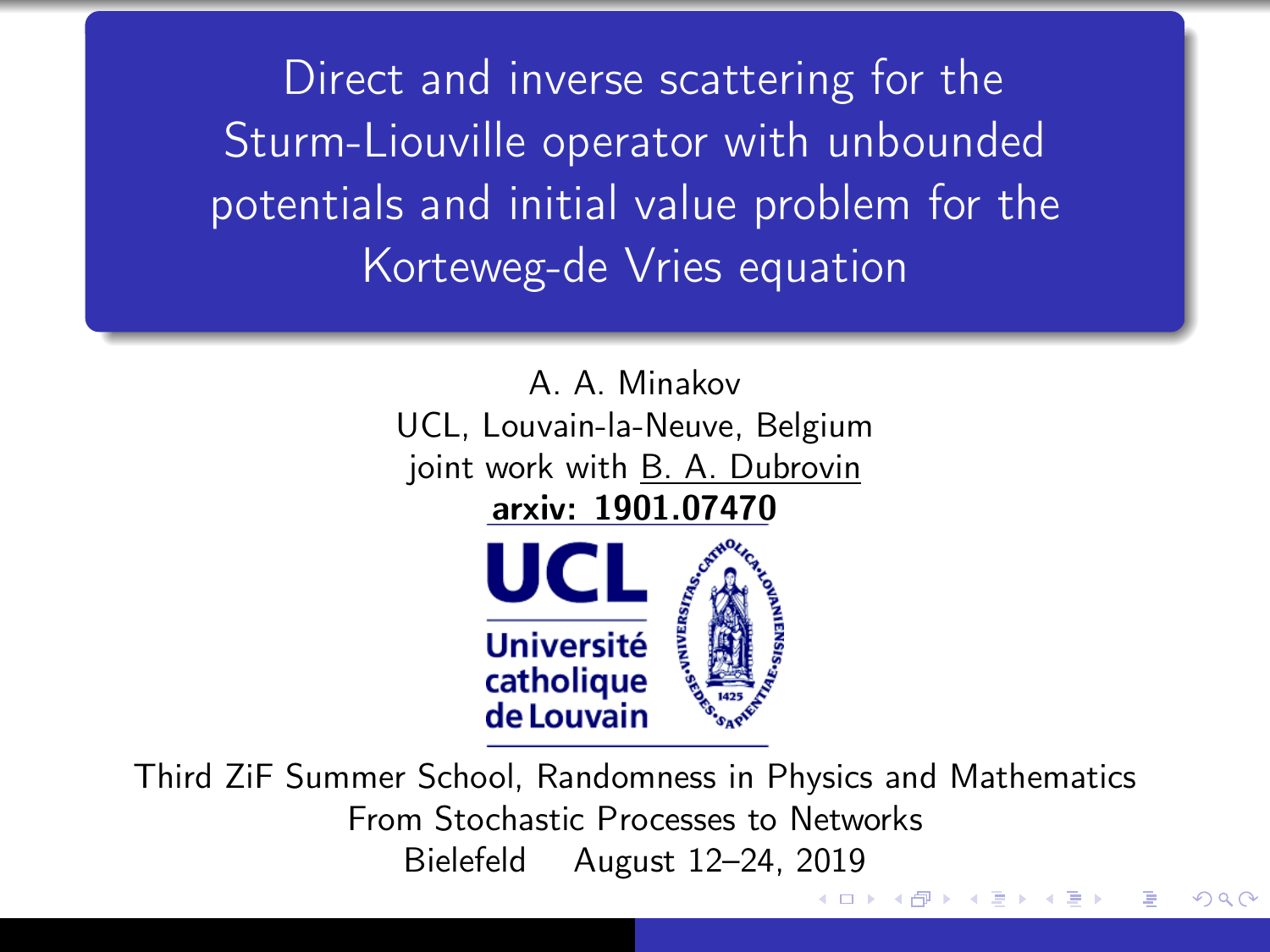# Direct and inverse scattering for the Sturm-Liouville operator with unbounded potentials and initial value problem for the Korteweg-de Vries equation

A. A. Minakov

UCL, Louvain-la-Neuve, Belgium

joint work with B. A. Dubrovin

**arxiv: 1901.07470**

Third ZiF Summer School, Randomness in Physics and Mathematics

From Stochastic Processes to Networks

Bielefeld August 12–24, 2019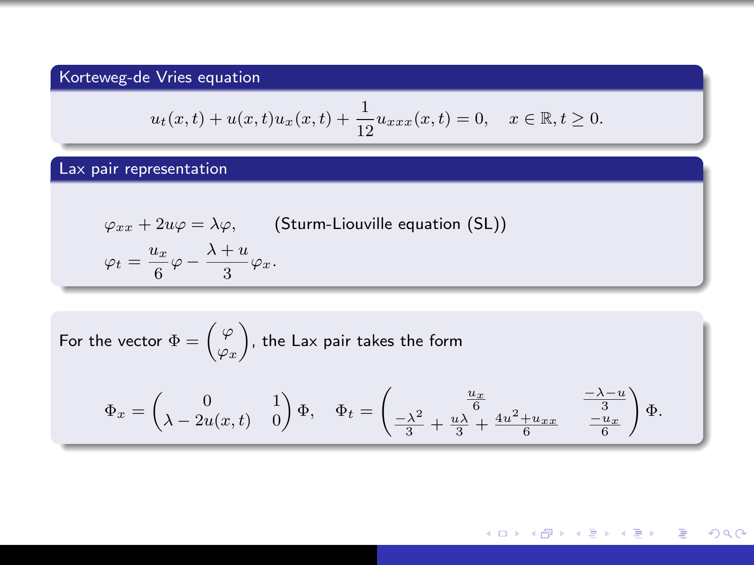### Korteweg-de Vries equation

$$u_t(x,t) + u(x,t)u_x(x,t) + \frac{1}{12}u_{xxx}(x,t) = 0, \quad x \in \mathbb{R}, t \geq 0.$$

### Lax pair representation

$$\varphi_{xx} + 2u\varphi = \lambda\varphi, \qquad \text{(Sturm-Liouville equation (SL))}$$

$$\varphi_t = \frac{u_x}{6}\varphi - \frac{\lambda + u}{3}\varphi_x.$$

For the vector $\Phi = \begin{pmatrix} \varphi \\ \varphi_x \end{pmatrix}$, the Lax pair takes the form

$$\Phi_x = \begin{pmatrix} 0 & 1 \\ \lambda - 2u(x,t) & 0 \end{pmatrix} \Phi, \quad \Phi_t = \begin{pmatrix} \frac{u_x}{6} & \frac{-\lambda - u}{3} \\ \frac{-\lambda^2}{3} + \frac{u\lambda}{3} + \frac{4u^2 + u_{xx}}{6} & \frac{-u_x}{6} \end{pmatrix} \Phi.$$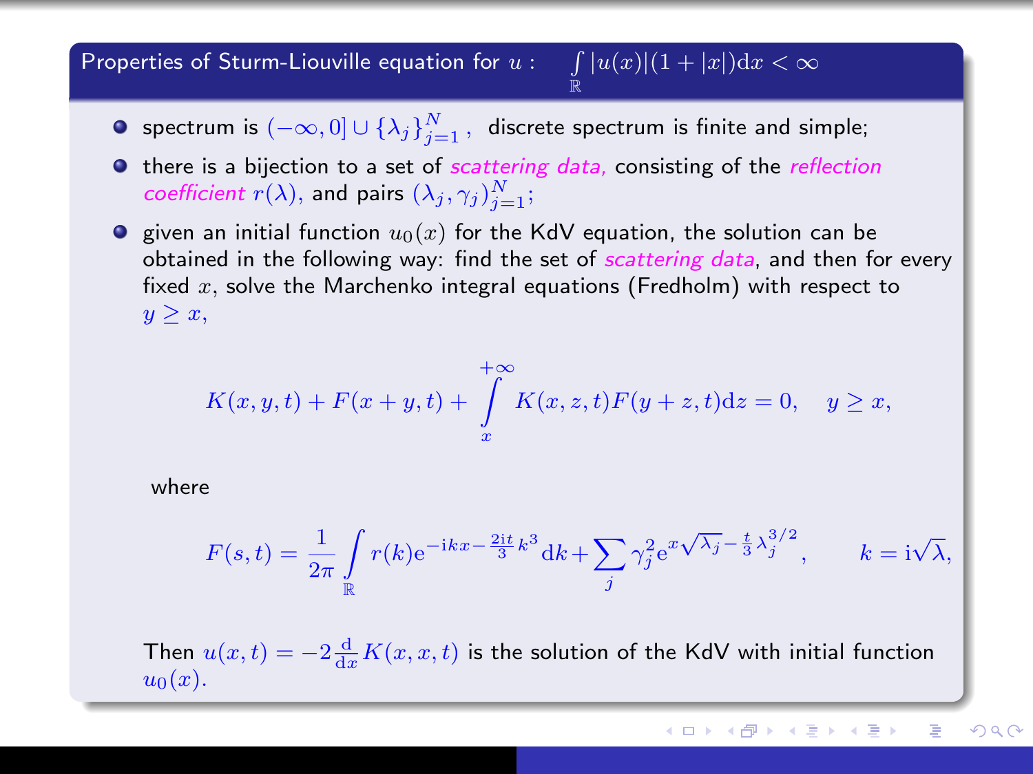## Properties of Sturm-Liouville equation for $u$ : $\int_{\mathbb{R}} |u(x)|(1+|x|)\mathrm{d}x < \infty$

- spectrum is $(-\infty, 0] \cup \{\lambda_j\}_{j=1}^N$, discrete spectrum is finite and simple;
- there is a bijection to a set of *scattering data*, consisting of the *reflection coefficient* $r(\lambda)$, and pairs $(\lambda_j, \gamma_j)_{j=1}^N$;
- given an initial function $u_0(x)$ for the KdV equation, the solution can be obtained in the following way: find the set of *scattering data*, and then for every fixed $x$, solve the Marchenko integral equations (Fredholm) with respect to $y \geq x$,

$$K(x,y,t) + F(x+y,t) + \int_x^{+\infty} K(x,z,t)F(y+z,t)\mathrm{d}z = 0, \quad y \geq x,$$

where

$$F(s,t) = \frac{1}{2\pi} \int_{\mathbb{R}} r(k) \mathrm{e}^{-\mathrm{i}kx - \frac{2\mathrm{i}t}{3}k^3} \mathrm{d}k + \sum_j \gamma_j^2 \mathrm{e}^{x\sqrt{\lambda_j} - \frac{t}{3}\lambda_j^{3/2}}, \qquad k = \mathrm{i}\sqrt{\lambda},$$

Then $u(x,t) = -2\frac{\mathrm{d}}{\mathrm{d}x}K(x,x,t)$ is the solution of the KdV with initial function $u_0(x)$.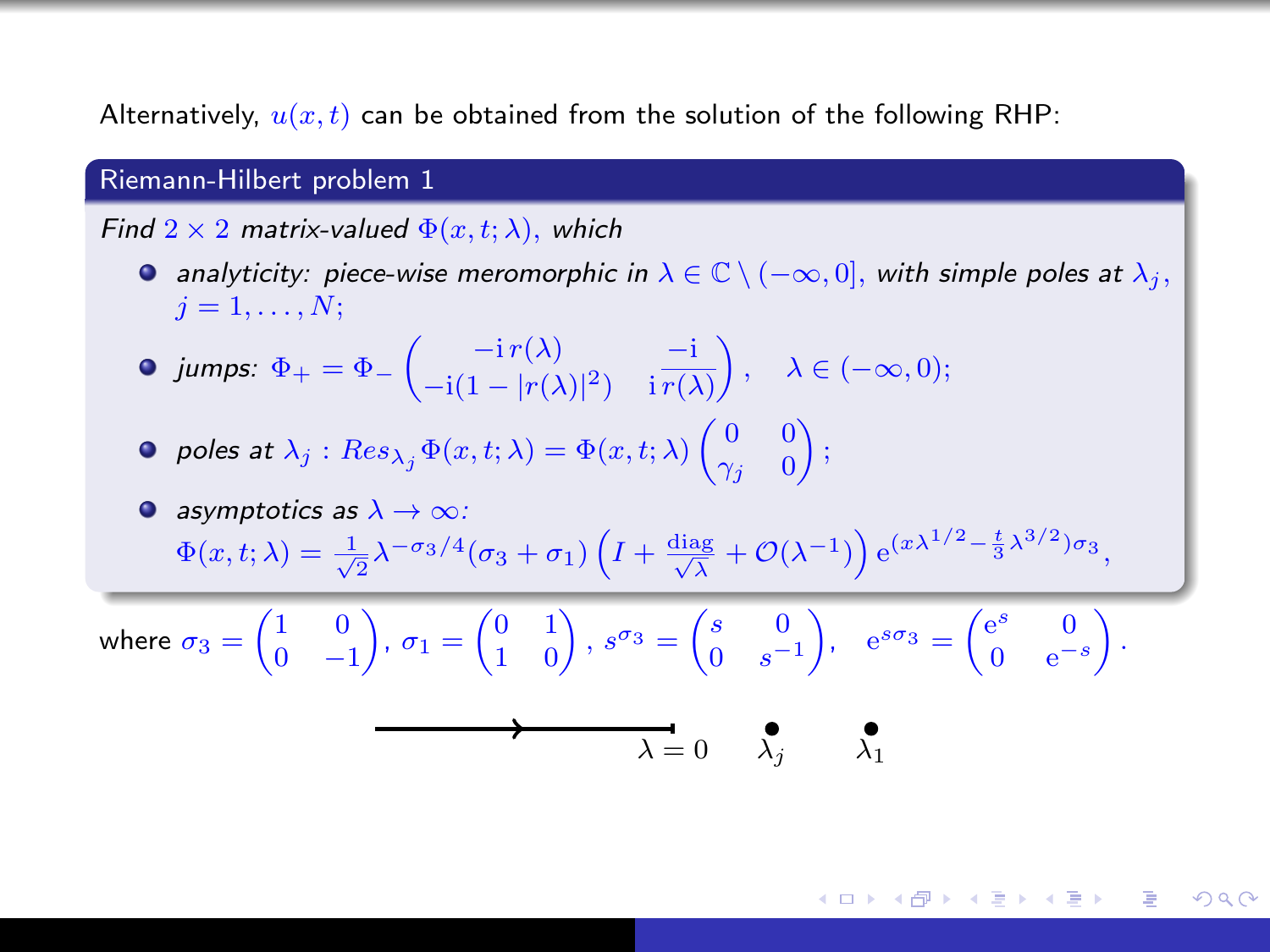Alternatively, $u(x,t)$ can be obtained from the solution of the following RHP:

**Riemann-Hilbert problem 1**

*Find $2\times 2$ matrix-valued $\Phi(x,t;\lambda)$, which*

- *analyticity: piece-wise meromorphic in $\lambda \in \mathbb{C}\setminus(-\infty,0]$, with simple poles at $\lambda_j$, $j=1,\dots,N$;*
- *jumps:* $\Phi_+ = \Phi_- \begin{pmatrix} -\mathrm{i}\, r(\lambda) & \dfrac{-\mathrm{i}}{\mathrm{i}\, r(\lambda)} \\ -\mathrm{i}(1-|r(\lambda)|^2) & \end{pmatrix}, \quad \lambda \in (-\infty, 0);$
- *poles at $\lambda_j$ : $Res_{\lambda_j}\Phi(x,t;\lambda) = \Phi(x,t;\lambda)\begin{pmatrix} 0 & 0 \\ \gamma_j & 0\end{pmatrix}$;*
- *asymptotics as $\lambda\to\infty$:*
  $\Phi(x,t;\lambda) = \frac{1}{\sqrt{2}}\lambda^{-\sigma_3/4}(\sigma_3+\sigma_1)\left(I + \frac{\mathrm{diag}}{\sqrt{\lambda}} + \mathcal{O}(\lambda^{-1})\right)\mathrm{e}^{(x\lambda^{1/2} - \frac{t}{3}\lambda^{3/2})\sigma_3},$

where $\sigma_3 = \begin{pmatrix} 1 & 0 \\ 0 & -1\end{pmatrix}$, $\sigma_1 = \begin{pmatrix} 0 & 1 \\ 1 & 0\end{pmatrix}$, $s^{\sigma_3} = \begin{pmatrix} s & 0 \\ 0 & s^{-1}\end{pmatrix}$, $\mathrm{e}^{s\sigma_3} = \begin{pmatrix} \mathrm{e}^s & 0 \\ 0 & \mathrm{e}^{-s}\end{pmatrix}$.

$\lambda = 0 \quad \lambda_j \quad \lambda_1$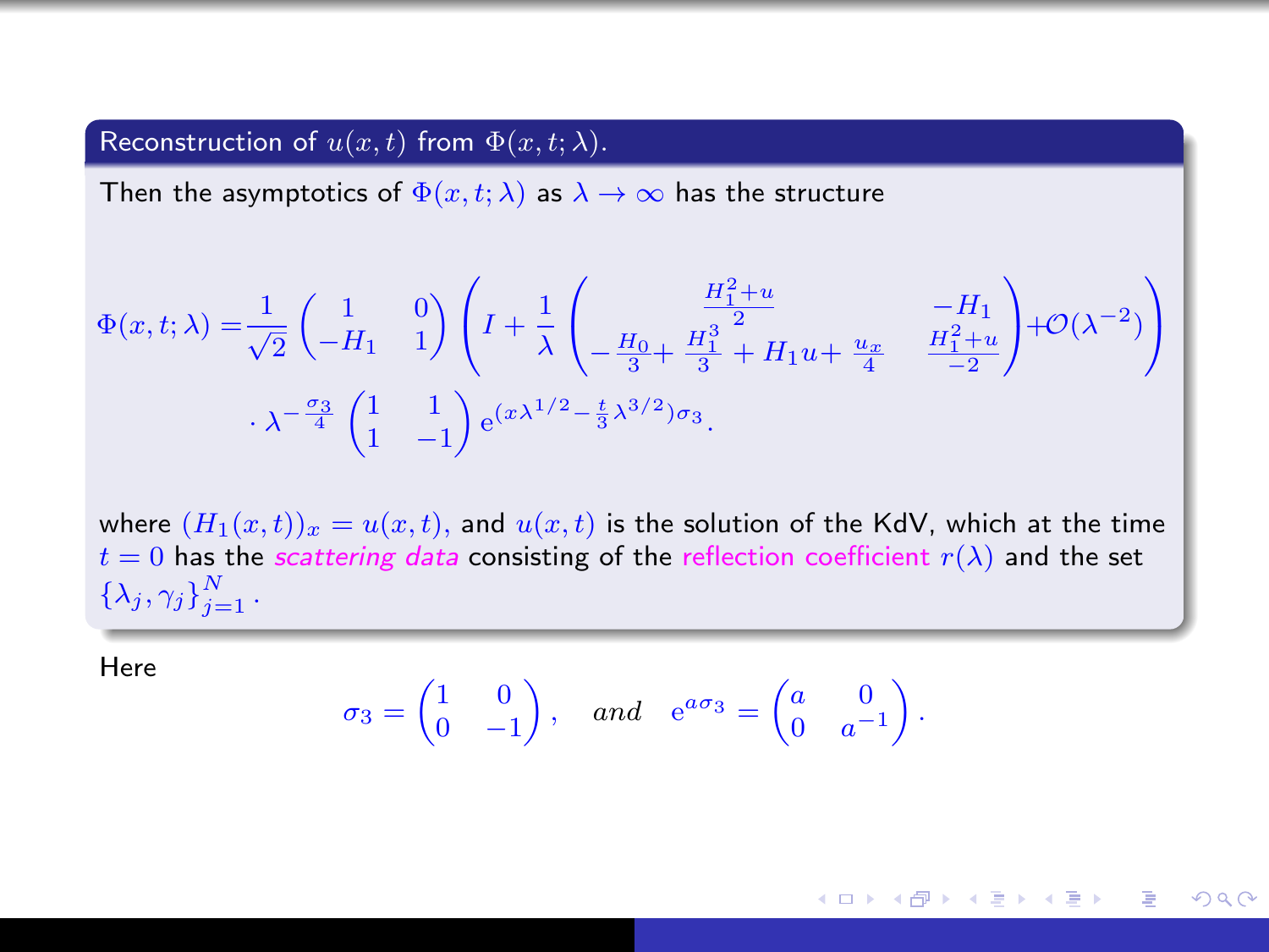### Reconstruction of $u(x,t)$ from $\Phi(x,t;\lambda)$.

Then the asymptotics of $\Phi(x,t;\lambda)$ as $\lambda \to \infty$ has the structure

$$
\Phi(x,t;\lambda) = \frac{1}{\sqrt{2}} \begin{pmatrix} 1 & 0 \\ -H_1 & 1 \end{pmatrix} \left( I + \frac{1}{\lambda} \begin{pmatrix} \frac{H_1^2+u}{2} & -H_1 \\ -\frac{H_0}{3} + \frac{H_1^3}{3} + H_1 u + \frac{u_x}{4} & \frac{H_1^2+u}{-2} \end{pmatrix} + \mathcal{O}(\lambda^{-2}) \right)
$$
$$
\cdot \lambda^{-\frac{\sigma_3}{4}} \begin{pmatrix} 1 & 1 \\ 1 & -1 \end{pmatrix} \mathrm{e}^{(x\lambda^{1/2} - \frac{t}{3}\lambda^{3/2})\sigma_3}.
$$

where $(H_1(x,t))_x = u(x,t)$, and $u(x,t)$ is the solution of the KdV, which at the time $t=0$ has the *scattering data* consisting of the reflection coefficient $r(\lambda)$ and the set $\{\lambda_j, \gamma_j\}_{j=1}^N$.

Here

$$
\sigma_3 = \begin{pmatrix} 1 & 0 \\ 0 & -1 \end{pmatrix}, \quad \textit{and} \quad \mathrm{e}^{a\sigma_3} = \begin{pmatrix} a & 0 \\ 0 & a^{-1} \end{pmatrix}.
$$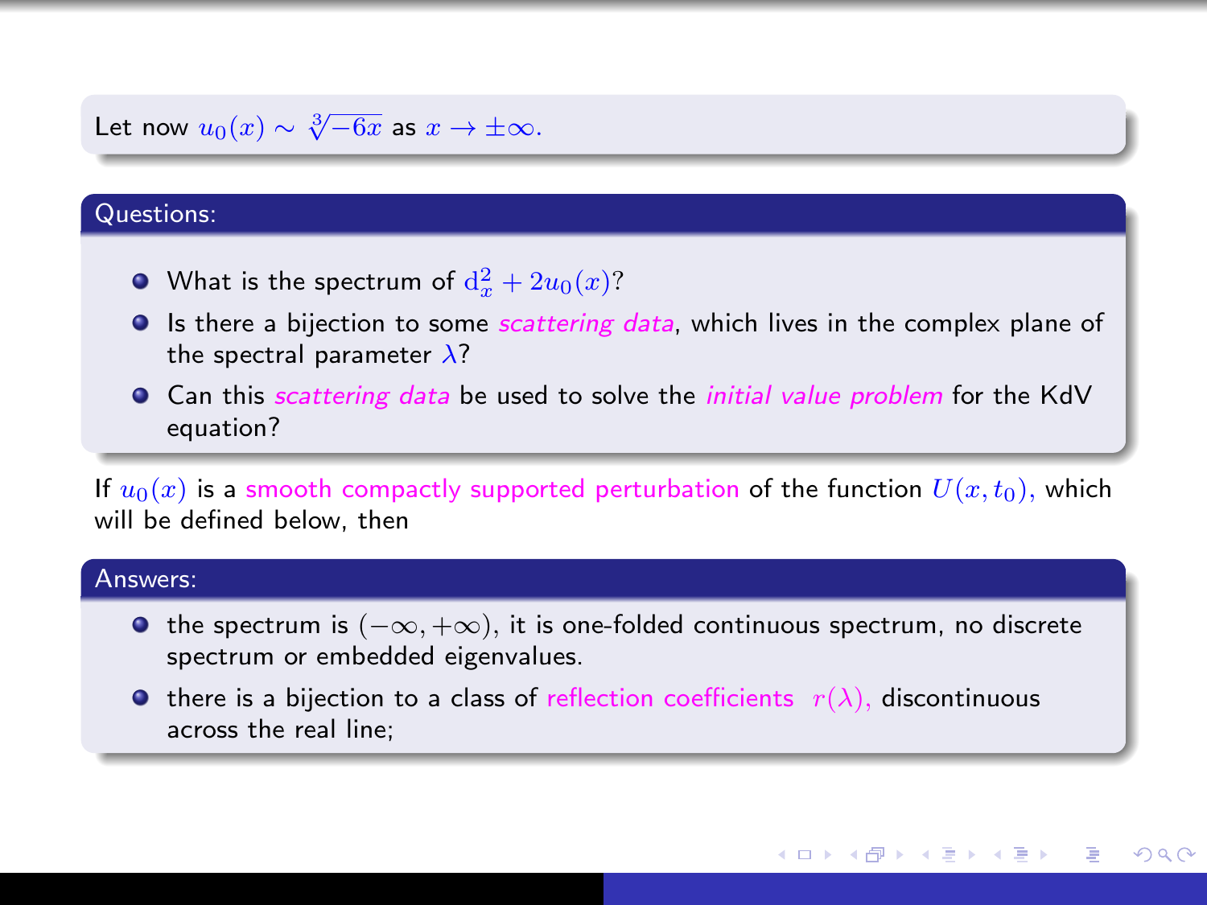Let now $u_0(x) \sim \sqrt[3]{-6x}$ as $x \to \pm\infty$.

**Questions:**

- What is the spectrum of $\mathrm{d}_x^2 + 2u_0(x)$?
- Is there a bijection to some *scattering data*, which lives in the complex plane of the spectral parameter $\lambda$?
- Can this *scattering data* be used to solve the *initial value problem* for the KdV equation?

If $u_0(x)$ is a smooth compactly supported perturbation of the function $U(x, t_0)$, which will be defined below, then

**Answers:**

- the spectrum is $(-\infty, +\infty)$, it is one-folded continuous spectrum, no discrete spectrum or embedded eigenvalues.
- there is a bijection to a class of reflection coefficients $r(\lambda)$, discontinuous across the real line;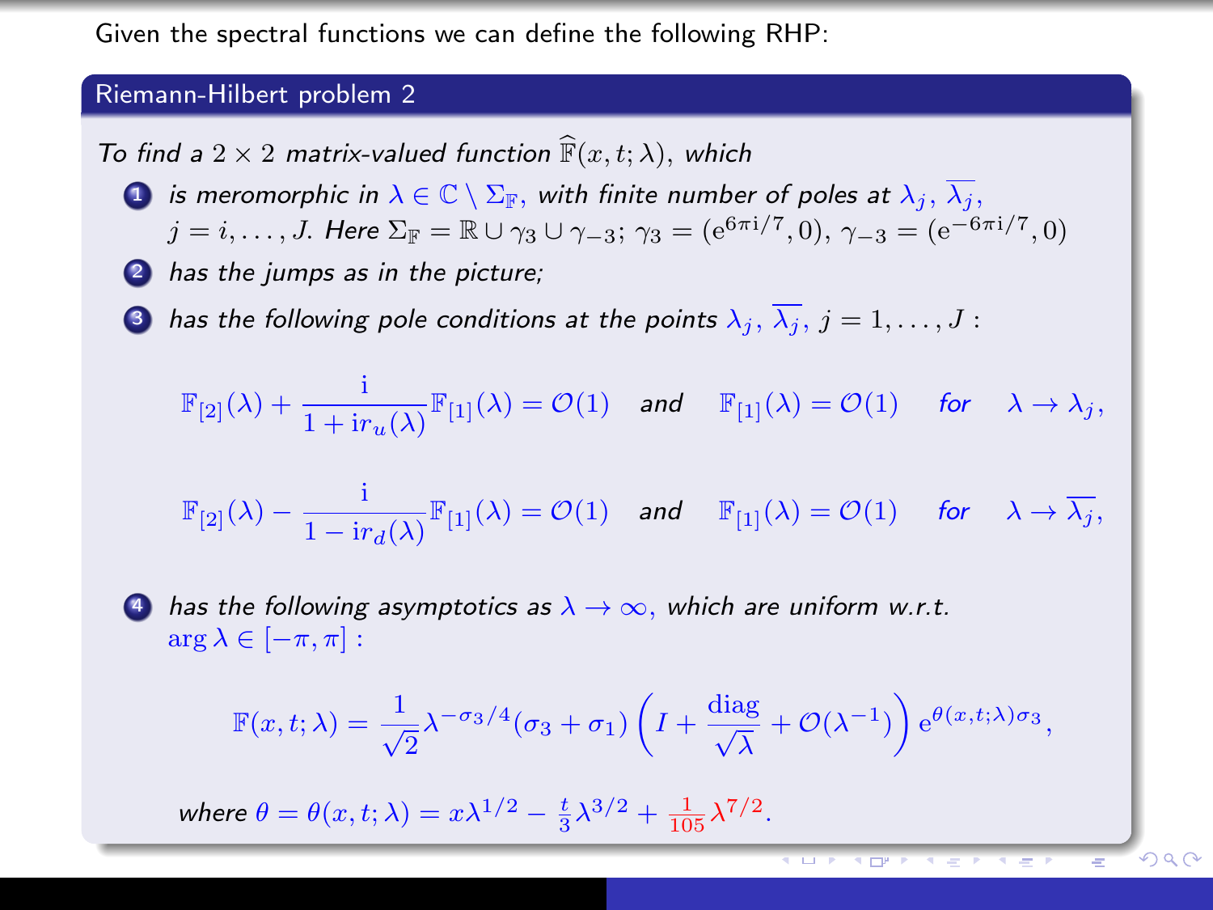Given the spectral functions we can define the following RHP:

### Riemann-Hilbert problem 2

*To find a* $2 \times 2$ *matrix-valued function* $\widehat{\mathbb{F}}(x,t;\lambda)$*, which*

1. *is meromorphic in* $\lambda \in \mathbb{C} \setminus \Sigma_{\mathbb{F}}$*, with finite number of poles at* $\lambda_j$, $\overline{\lambda_j}$, $j = i, \ldots, J$*. Here* $\Sigma_{\mathbb{F}} = \mathbb{R} \cup \gamma_3 \cup \gamma_{-3}$; $\gamma_3 = (\mathrm{e}^{6\pi\mathrm{i}/7}, 0)$, $\gamma_{-3} = (\mathrm{e}^{-6\pi\mathrm{i}/7}, 0)$
2. *has the jumps as in the picture;*
3. *has the following pole conditions at the points* $\lambda_j$, $\overline{\lambda_j}$, $j = 1, \ldots, J$ *:*

$$\mathbb{F}_{[2]}(\lambda) + \frac{\mathrm{i}}{1 + \mathrm{i}r_u(\lambda)}\mathbb{F}_{[1]}(\lambda) = \mathcal{O}(1) \quad \text{and} \quad \mathbb{F}_{[1]}(\lambda) = \mathcal{O}(1) \quad \text{for} \quad \lambda \to \lambda_j,$$

$$\mathbb{F}_{[2]}(\lambda) - \frac{\mathrm{i}}{1 - \mathrm{i}r_d(\lambda)}\mathbb{F}_{[1]}(\lambda) = \mathcal{O}(1) \quad \text{and} \quad \mathbb{F}_{[1]}(\lambda) = \mathcal{O}(1) \quad \text{for} \quad \lambda \to \overline{\lambda_j},$$

4. *has the following asymptotics as* $\lambda \to \infty$*, which are uniform w.r.t.* $\arg \lambda \in [-\pi, \pi]$ *:*

$$\mathbb{F}(x,t;\lambda) = \frac{1}{\sqrt{2}}\lambda^{-\sigma_3/4}(\sigma_3 + \sigma_1)\left(I + \frac{\operatorname{diag}}{\sqrt{\lambda}} + \mathcal{O}(\lambda^{-1})\right)\mathrm{e}^{\theta(x,t;\lambda)\sigma_3},$$

*where* $\theta = \theta(x,t;\lambda) = x\lambda^{1/2} - \frac{t}{3}\lambda^{3/2} + \frac{1}{105}\lambda^{7/2}$.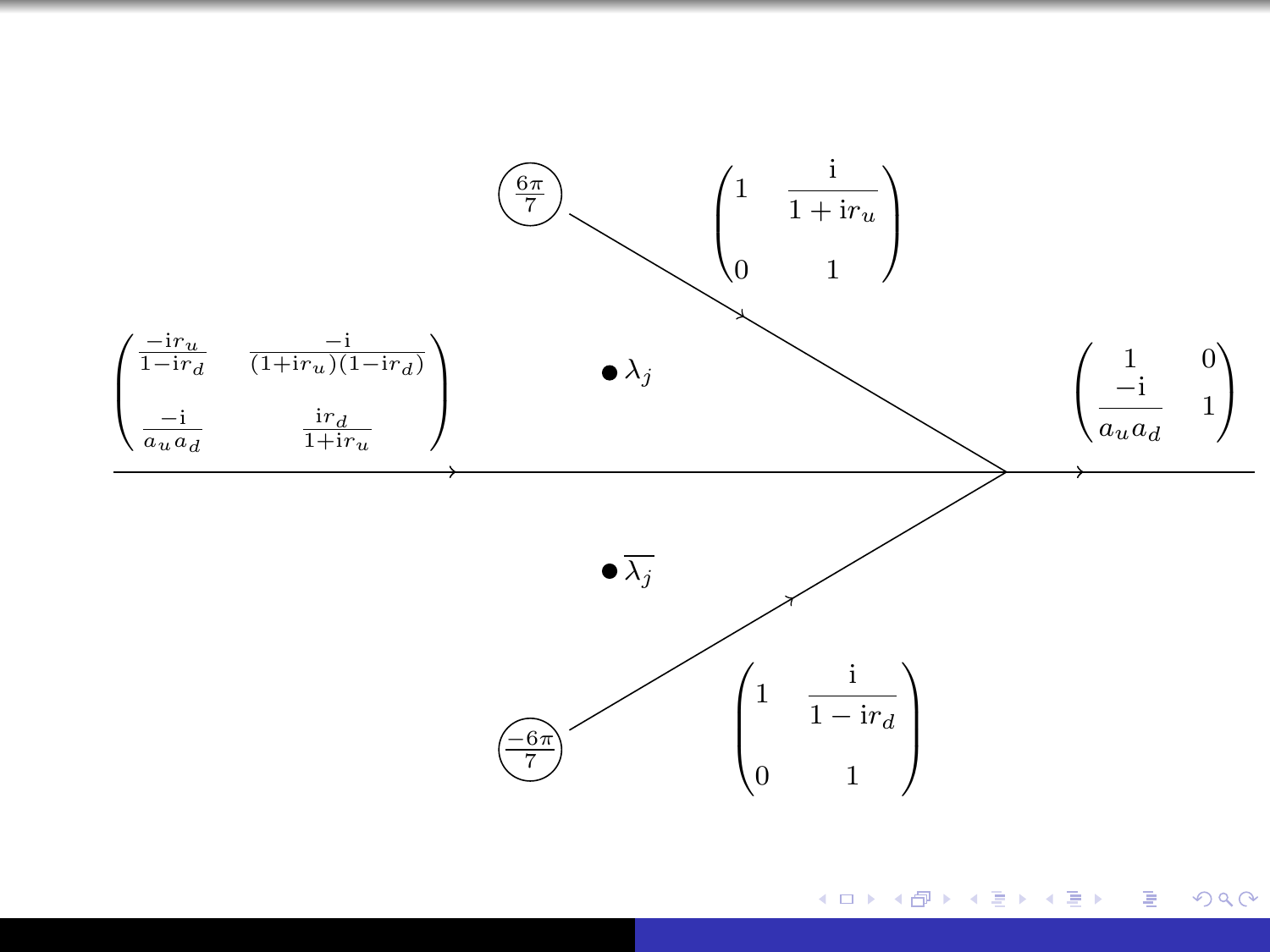$\frac{6\pi}{7}$

$$\begin{pmatrix} 1 & \frac{\mathrm{i}}{1+\mathrm{i}r_u} \\ 0 & 1 \end{pmatrix}$$

$$\begin{pmatrix} \frac{-\mathrm{i}r_u}{1-\mathrm{i}r_d} & \frac{-\mathrm{i}}{(1+\mathrm{i}r_u)(1-\mathrm{i}r_d)} \\ \frac{-\mathrm{i}}{a_u a_d} & \frac{\mathrm{i}r_d}{1+\mathrm{i}r_u} \end{pmatrix}$$

$\bullet \lambda_j$

$$\begin{pmatrix} 1 & 0 \\ \frac{-\mathrm{i}}{a_u a_d} & 1 \end{pmatrix}$$

$\bullet \overline{\lambda_j}$

$$\begin{pmatrix} 1 & \frac{\mathrm{i}}{1-\mathrm{i}r_d} \\ 0 & 1 \end{pmatrix}$$

$\frac{-6\pi}{7}$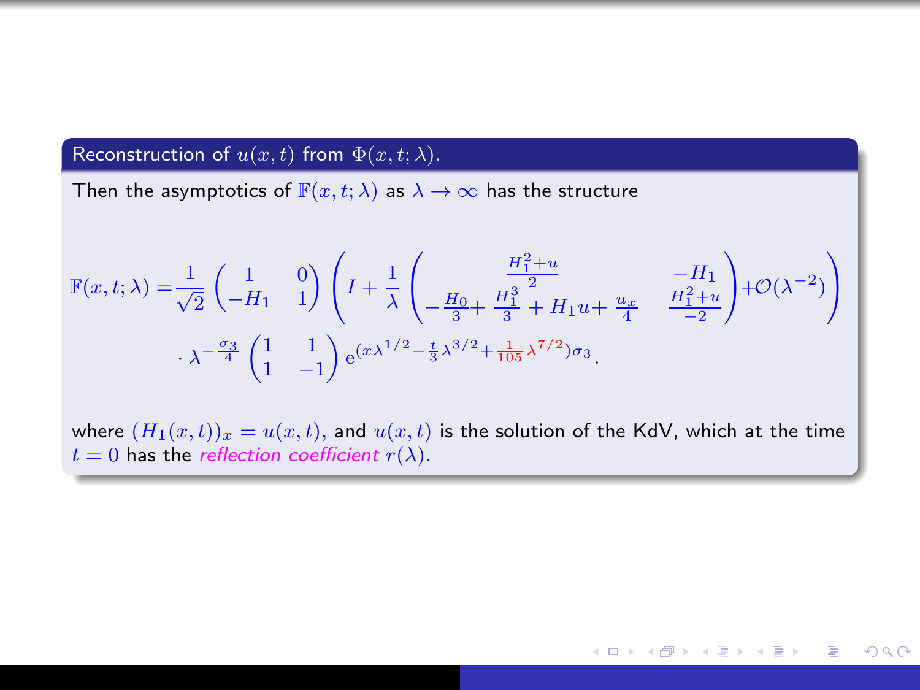### Reconstruction of $u(x,t)$ from $\Phi(x,t;\lambda)$.

Then the asymptotics of $\mathbb{F}(x,t;\lambda)$ as $\lambda \to \infty$ has the structure

$$
\mathbb{F}(x,t;\lambda) = \frac{1}{\sqrt{2}} \begin{pmatrix} 1 & 0 \\ -H_1 & 1 \end{pmatrix} \left( I + \frac{1}{\lambda} \begin{pmatrix} \frac{H_1^2+u}{2} & -H_1 \\ -\frac{H_0}{3} + \frac{H_1^3}{3} + H_1 u + \frac{u_x}{4} & \frac{H_1^2+u}{-2} \end{pmatrix} + \mathcal{O}(\lambda^{-2}) \right)
$$

$$
\cdot \lambda^{-\frac{\sigma_3}{4}} \begin{pmatrix} 1 & 1 \\ 1 & -1 \end{pmatrix} \mathrm{e}^{(x\lambda^{1/2} - \frac{t}{3}\lambda^{3/2} + \frac{1}{105}\lambda^{7/2})\sigma_3}.
$$

where $(H_1(x,t))_x = u(x,t)$, and $u(x,t)$ is the solution of the KdV, which at the time $t = 0$ has the *reflection coefficient* $r(\lambda)$.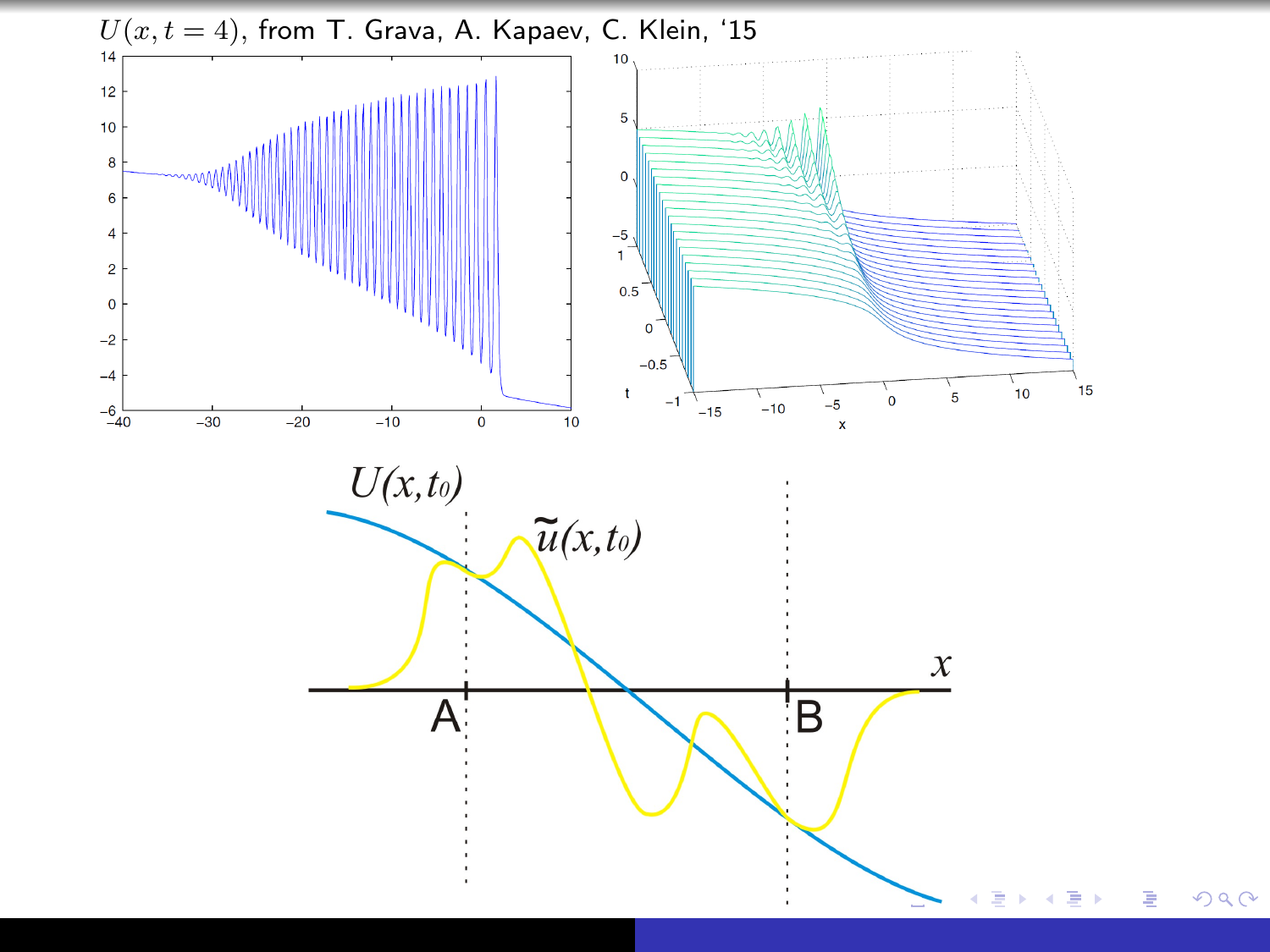$U(x, t = 4)$, from T. Grava, A. Kapaev, C. Klein, '15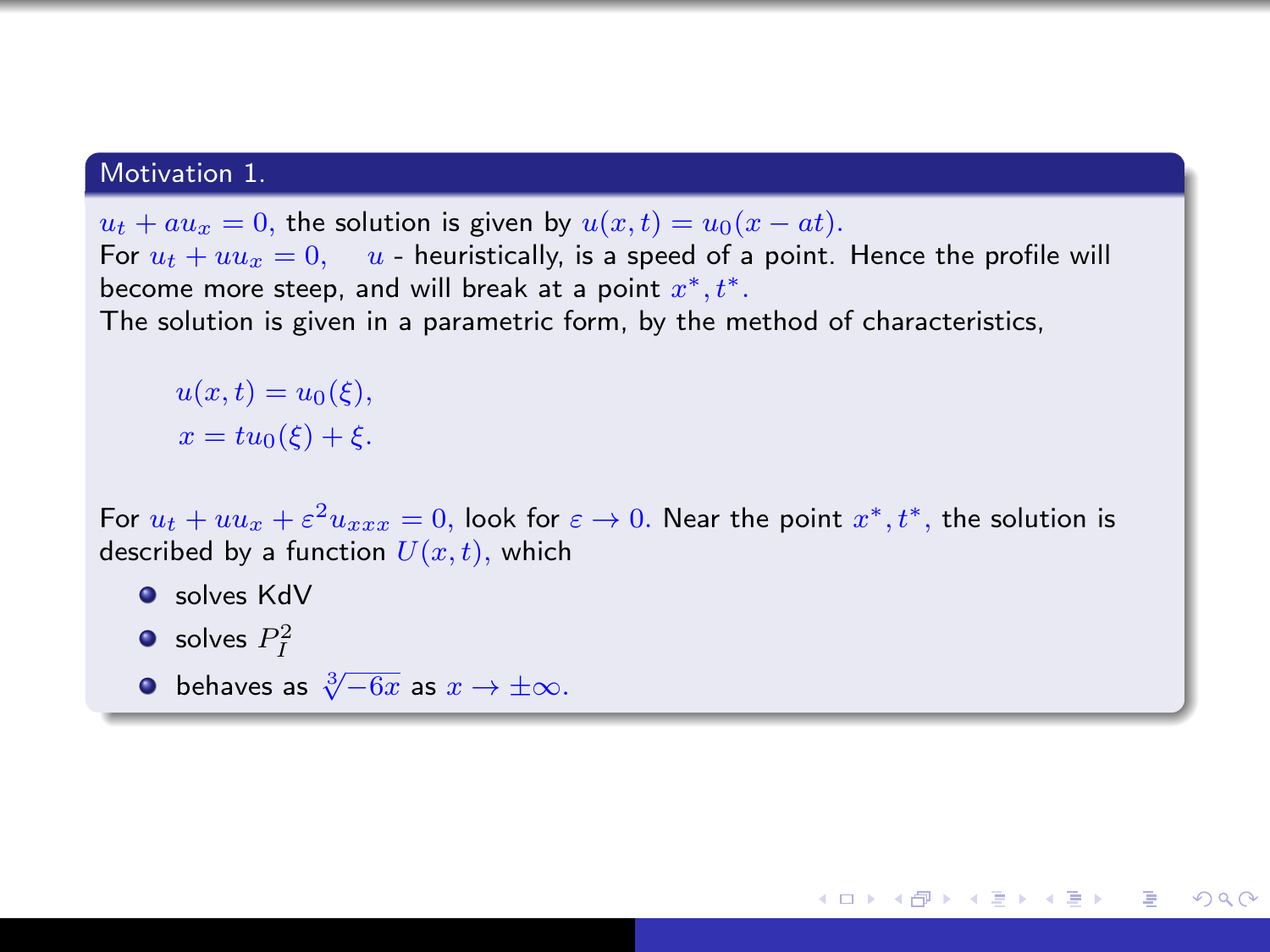## Motivation 1.

$u_t + au_x = 0$, the solution is given by $u(x,t) = u_0(x - at)$.
For $u_t + uu_x = 0$, $\quad u$ - heuristically, is a speed of a point. Hence the profile will become more steep, and will break at a point $x^*, t^*$.
The solution is given in a parametric form, by the method of characteristics,

$$u(x,t) = u_0(\xi),$$
$$x = tu_0(\xi) + \xi.$$

For $u_t + uu_x + \varepsilon^2 u_{xxx} = 0$, look for $\varepsilon \to 0$. Near the point $x^*, t^*$, the solution is described by a function $U(x,t)$, which

- solves KdV
- solves $P_I^2$
- behaves as $\sqrt[3]{-6x}$ as $x \to \pm\infty$.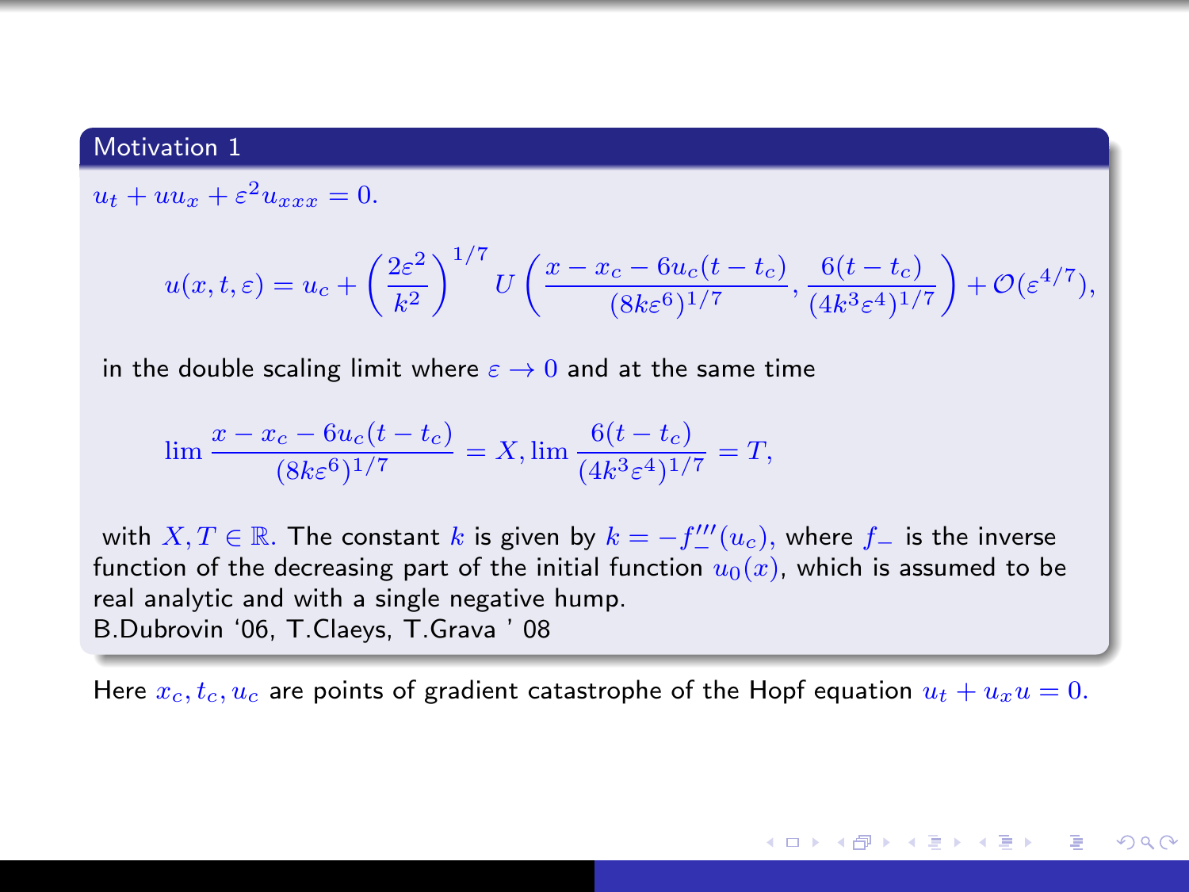## Motivation 1

$u_t + uu_x + \varepsilon^2 u_{xxx} = 0.$

$$u(x,t,\varepsilon) = u_c + \left(\frac{2\varepsilon^2}{k^2}\right)^{1/7} U\left(\frac{x - x_c - 6u_c(t-t_c)}{(8k\varepsilon^6)^{1/7}}, \frac{6(t-t_c)}{(4k^3\varepsilon^4)^{1/7}}\right) + \mathcal{O}(\varepsilon^{4/7}),$$

in the double scaling limit where $\varepsilon \to 0$ and at the same time

$$\lim \frac{x - x_c - 6u_c(t-t_c)}{(8k\varepsilon^6)^{1/7}} = X, \lim \frac{6(t-t_c)}{(4k^3\varepsilon^4)^{1/7}} = T,$$

with $X, T \in \mathbb{R}.$ The constant $k$ is given by $k = -f_-'''(u_c)$, where $f_-$ is the inverse function of the decreasing part of the initial function $u_0(x)$, which is assumed to be real analytic and with a single negative hump.
B.Dubrovin '06, T.Claeys, T.Grava ' 08

Here $x_c, t_c, u_c$ are points of gradient catastrophe of the Hopf equation $u_t + u_x u = 0.$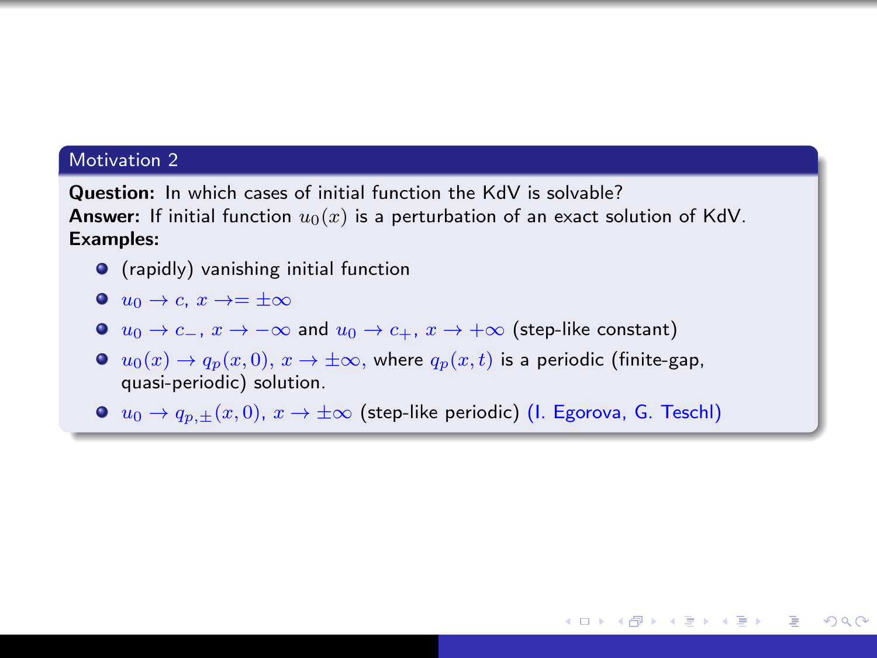## Motivation 2

**Question:** In which cases of initial function the KdV is solvable?
**Answer:** If initial function $u_0(x)$ is a perturbation of an exact solution of KdV.
**Examples:**

- (rapidly) vanishing initial function
- $u_0 \to c$, $x \to= \pm\infty$
- $u_0 \to c_-$, $x \to -\infty$ and $u_0 \to c_+$, $x \to +\infty$ (step-like constant)
- $u_0(x) \to q_p(x,0)$, $x \to \pm\infty$, where $q_p(x,t)$ is a periodic (finite-gap, quasi-periodic) solution.
- $u_0 \to q_{p,\pm}(x,0)$, $x \to \pm\infty$ (step-like periodic) (I. Egorova, G. Teschl)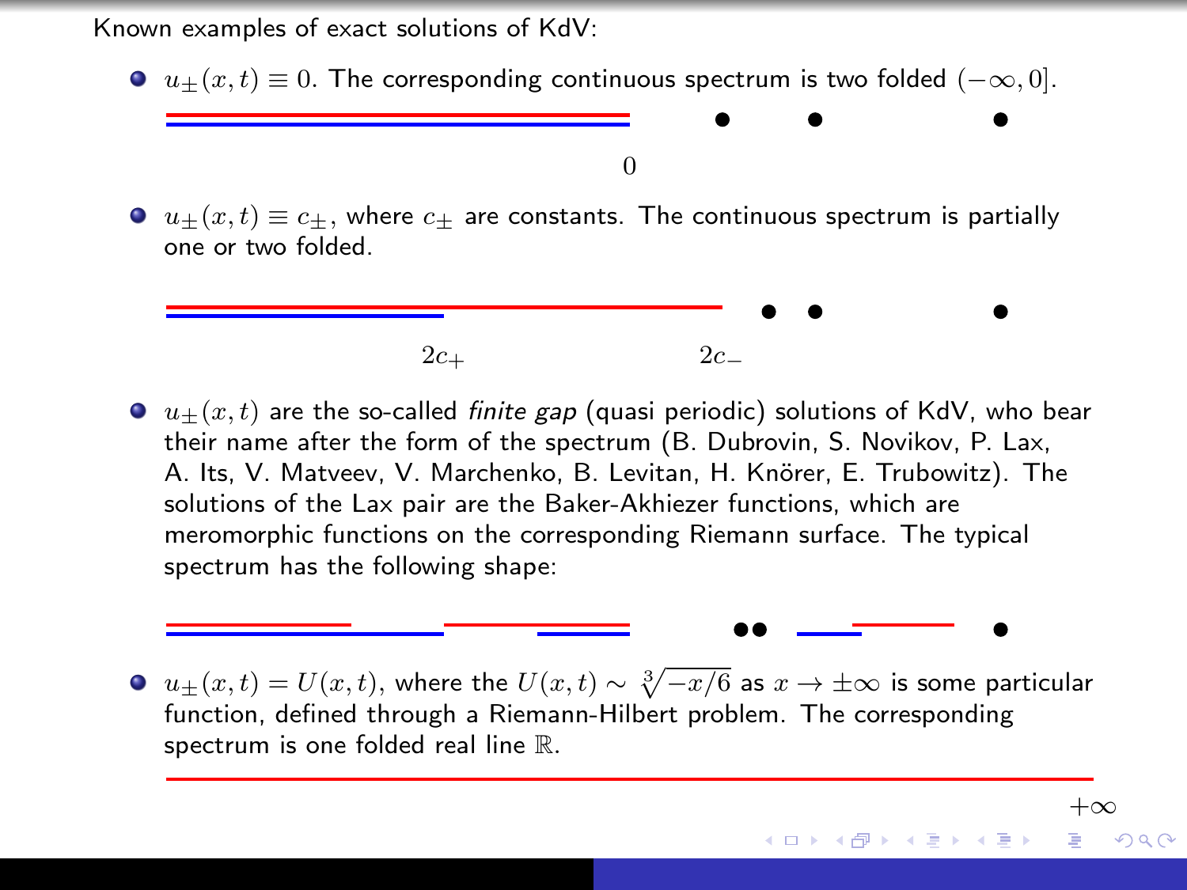Known examples of exact solutions of KdV:

- $u_\pm(x,t) \equiv 0$. The corresponding continuous spectrum is two folded $(-\infty, 0]$.

  $0$

- $u_\pm(x,t) \equiv c_\pm$, where $c_\pm$ are constants. The continuous spectrum is partially one or two folded.

  $2c_+$ $2c_-$

- $u_\pm(x,t)$ are the so-called *finite gap* (quasi periodic) solutions of KdV, who bear their name after the form of the spectrum (B. Dubrovin, S. Novikov, P. Lax, A. Its, V. Matveev, V. Marchenko, B. Levitan, H. Knörer, E. Trubowitz). The solutions of the Lax pair are the Baker-Akhiezer functions, which are meromorphic functions on the corresponding Riemann surface. The typical spectrum has the following shape:

- $u_\pm(x,t) = U(x,t)$, where the $U(x,t) \sim \sqrt[3]{-x/6}$ as $x \to \pm\infty$ is some particular function, defined through a Riemann-Hilbert problem. The corresponding spectrum is one folded real line $\mathbb{R}$.

  $+\infty$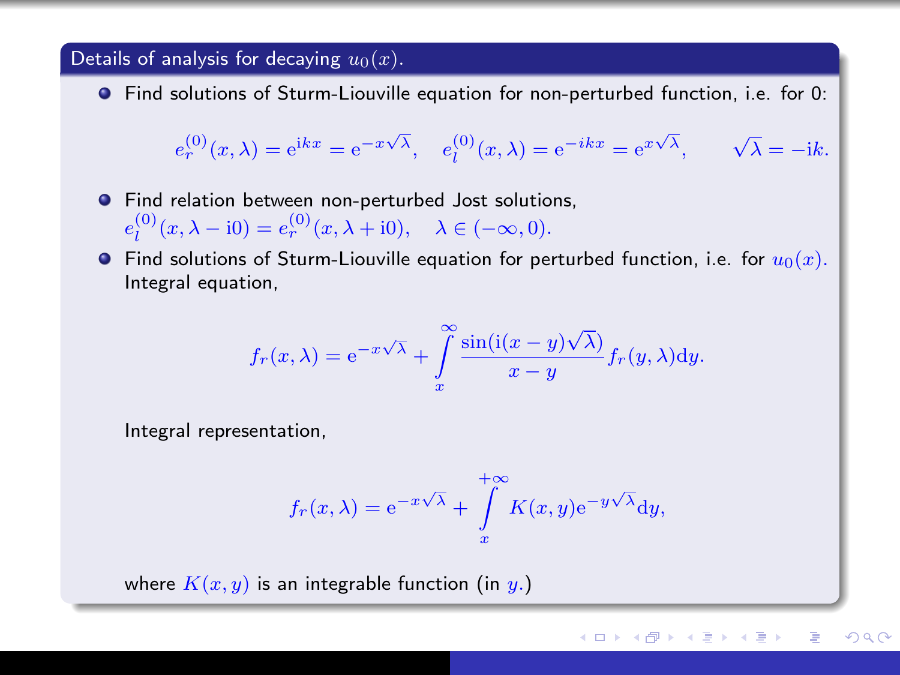## Details of analysis for decaying $u_0(x)$.

- Find solutions of Sturm-Liouville equation for non-perturbed function, i.e. for 0:

$$e_r^{(0)}(x,\lambda) = \mathrm{e}^{\mathrm{i}kx} = \mathrm{e}^{-x\sqrt{\lambda}}, \quad e_l^{(0)}(x,\lambda) = \mathrm{e}^{-ikx} = \mathrm{e}^{x\sqrt{\lambda}}, \qquad \sqrt{\lambda} = -\mathrm{i}k.$$

- Find relation between non-perturbed Jost solutions, $e_l^{(0)}(x,\lambda - \mathrm{i}0) = e_r^{(0)}(x,\lambda + \mathrm{i}0), \quad \lambda \in (-\infty, 0).$
- Find solutions of Sturm-Liouville equation for perturbed function, i.e. for $u_0(x)$. Integral equation,

$$f_r(x,\lambda) = \mathrm{e}^{-x\sqrt{\lambda}} + \int\limits_x^\infty \frac{\sin(\mathrm{i}(x-y)\sqrt{\lambda})}{x-y} f_r(y,\lambda)\mathrm{d}y.$$

Integral representation,

$$f_r(x,\lambda) = \mathrm{e}^{-x\sqrt{\lambda}} + \int\limits_x^{+\infty} K(x,y)\mathrm{e}^{-y\sqrt{\lambda}}\mathrm{d}y,$$

where $K(x,y)$ is an integrable function (in $y$.)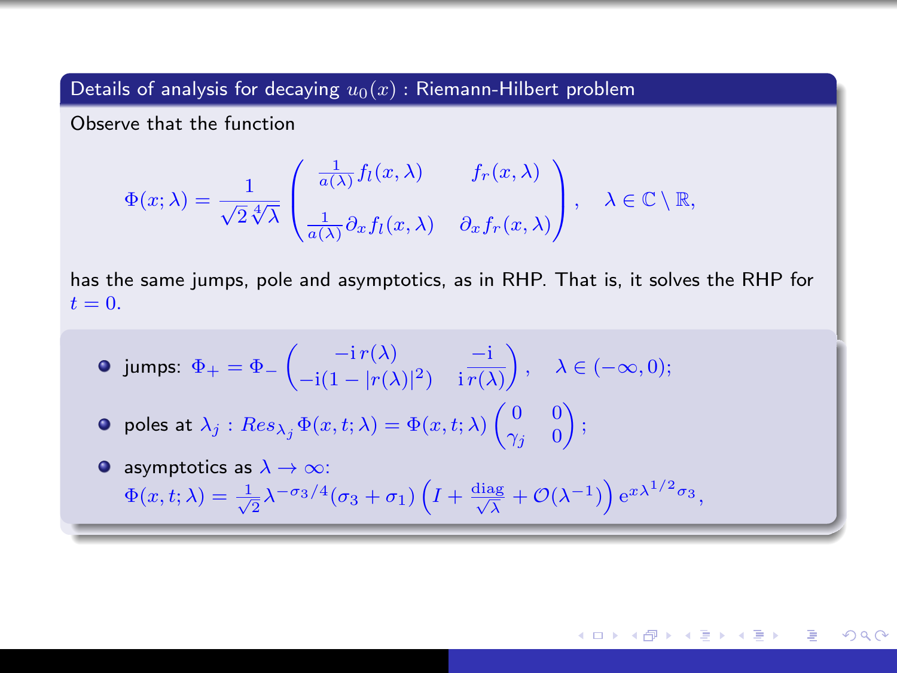## Details of analysis for decaying $u_0(x)$ : Riemann-Hilbert problem

Observe that the function

$$\Phi(x;\lambda) = \frac{1}{\sqrt{2}\sqrt[4]{\lambda}} \begin{pmatrix} \frac{1}{a(\lambda)} f_l(x,\lambda) & f_r(x,\lambda) \\ \frac{1}{a(\lambda)} \partial_x f_l(x,\lambda) & \partial_x f_r(x,\lambda) \end{pmatrix}, \quad \lambda \in \mathbb{C} \setminus \mathbb{R},$$

has the same jumps, pole and asymptotics, as in RHP. That is, it solves the RHP for $t = 0$.

- jumps: $\Phi_+ = \Phi_- \begin{pmatrix} -\mathrm{i}\, r(\lambda) & \dfrac{-\mathrm{i}}{\mathrm{i}\, r(\lambda)} \\ -\mathrm{i}(1 - |r(\lambda)|^2) & \end{pmatrix}, \quad \lambda \in (-\infty, 0);$
- poles at $\lambda_j$ : $Res_{\lambda_j} \Phi(x,t;\lambda) = \Phi(x,t;\lambda) \begin{pmatrix} 0 & 0 \\ \gamma_j & 0 \end{pmatrix};$
- asymptotics as $\lambda \to \infty$:
  $\Phi(x,t;\lambda) = \frac{1}{\sqrt{2}} \lambda^{-\sigma_3/4} (\sigma_3 + \sigma_1) \left( I + \frac{\mathrm{diag}}{\sqrt{\lambda}} + \mathcal{O}(\lambda^{-1}) \right) \mathrm{e}^{x\lambda^{1/2}\sigma_3},$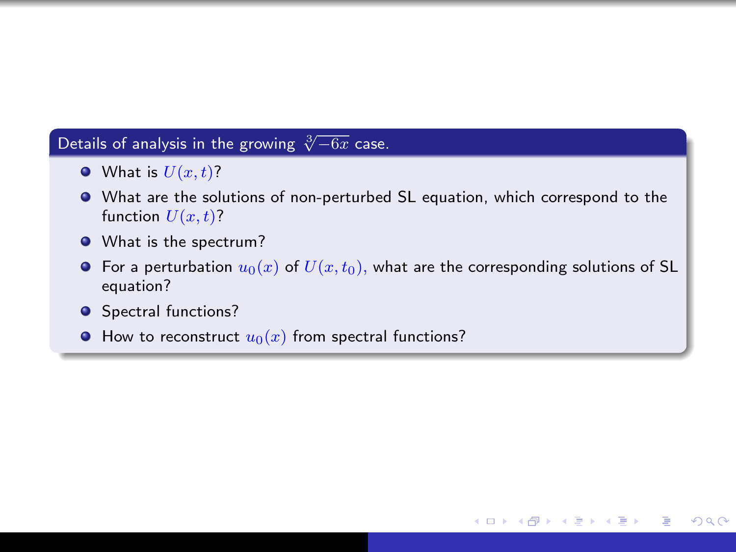## Details of analysis in the growing $\sqrt[3]{-6x}$ case.

- What is $U(x,t)$?
- What are the solutions of non-perturbed SL equation, which correspond to the function $U(x,t)$?
- What is the spectrum?
- For a perturbation $u_0(x)$ of $U(x,t_0)$, what are the corresponding solutions of SL equation?
- Spectral functions?
- How to reconstruct $u_0(x)$ from spectral functions?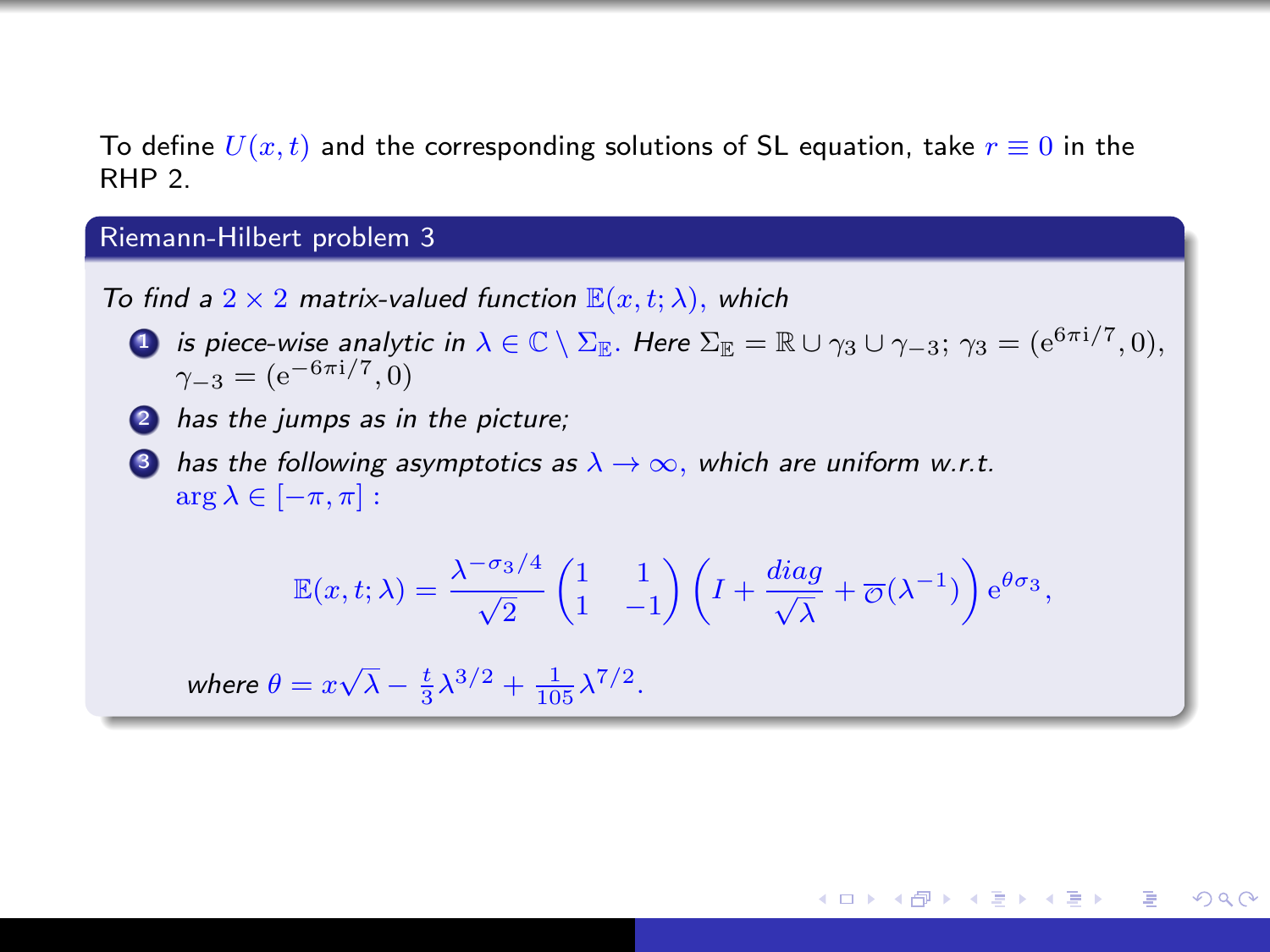To define $U(x,t)$ and the corresponding solutions of SL equation, take $r \equiv 0$ in the RHP 2.

### Riemann-Hilbert problem 3

*To find a $2 \times 2$ matrix-valued function $\mathbb{E}(x,t;\lambda)$, which*

1. *is piece-wise analytic in $\lambda \in \mathbb{C} \setminus \Sigma_{\mathbb{E}}$. Here $\Sigma_{\mathbb{E}} = \mathbb{R} \cup \gamma_3 \cup \gamma_{-3}$; $\gamma_3 = (\mathrm{e}^{6\pi\mathrm{i}/7}, 0)$, $\gamma_{-3} = (\mathrm{e}^{-6\pi\mathrm{i}/7}, 0)$*
2. *has the jumps as in the picture;*
3. *has the following asymptotics as $\lambda \to \infty$, which are uniform w.r.t. $\arg\lambda \in [-\pi,\pi]$ :*

$$\mathbb{E}(x,t;\lambda) = \frac{\lambda^{-\sigma_3/4}}{\sqrt{2}} \begin{pmatrix} 1 & 1 \\ 1 & -1 \end{pmatrix} \left( I + \frac{diag}{\sqrt{\lambda}} + \overline{o}(\lambda^{-1}) \right) \mathrm{e}^{\theta\sigma_3},$$

*where $\theta = x\sqrt{\lambda} - \frac{t}{3}\lambda^{3/2} + \frac{1}{105}\lambda^{7/2}$.*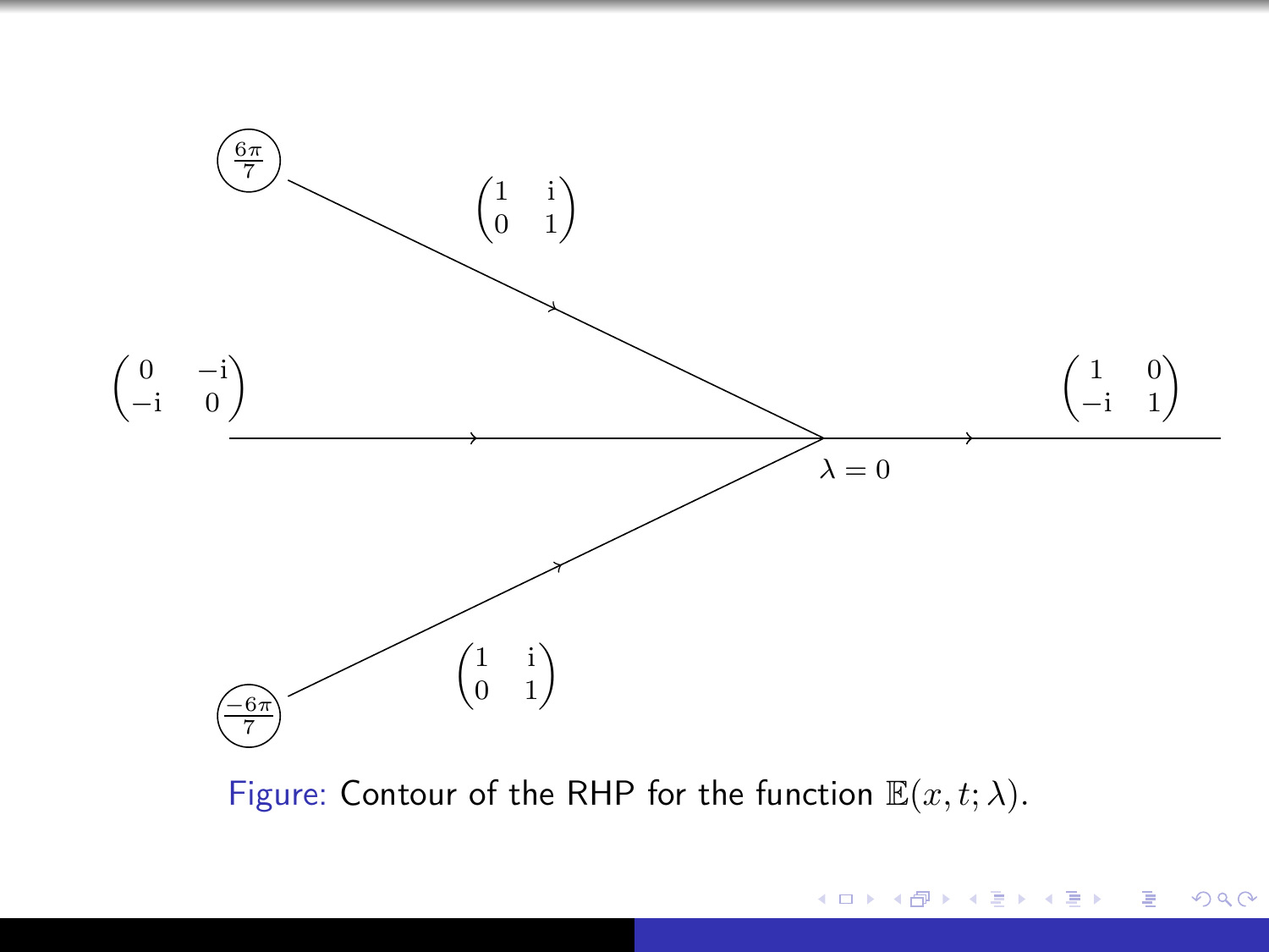$$\begin{pmatrix} 1 & \mathrm{i} \\ 0 & 1 \end{pmatrix}$$

$$\begin{pmatrix} 0 & -\mathrm{i} \\ -\mathrm{i} & 0 \end{pmatrix} \qquad \begin{pmatrix} 1 & 0 \\ -\mathrm{i} & 1 \end{pmatrix}$$

$\frac{6\pi}{7}$, $\frac{-6\pi}{7}$, $\lambda = 0$

$$\begin{pmatrix} 1 & \mathrm{i} \\ 0 & 1 \end{pmatrix}$$

Figure: Contour of the RHP for the function $\mathbb{E}(x, t; \lambda)$.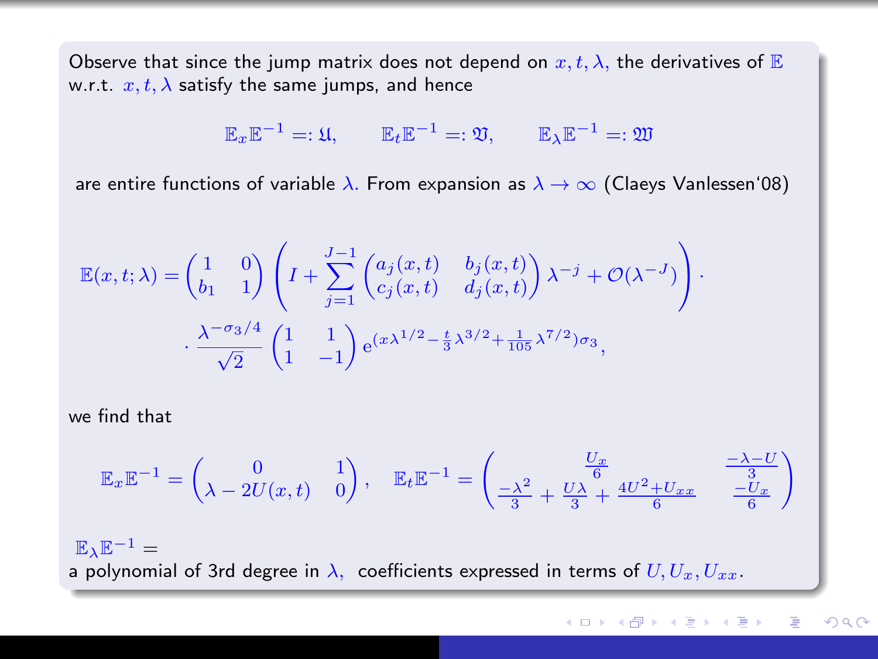Observe that since the jump matrix does not depend on $x, t, \lambda$, the derivatives of $\mathbb{E}$ w.r.t. $x, t, \lambda$ satisfy the same jumps, and hence

$$\mathbb{E}_x \mathbb{E}^{-1} =: \mathfrak{U}, \qquad \mathbb{E}_t \mathbb{E}^{-1} =: \mathfrak{V}, \qquad \mathbb{E}_\lambda \mathbb{E}^{-1} =: \mathfrak{W}$$

are entire functions of variable $\lambda$. From expansion as $\lambda \to \infty$ (Claeys Vanlessen'08)

$$\mathbb{E}(x,t;\lambda) = \begin{pmatrix} 1 & 0 \\ b_1 & 1 \end{pmatrix} \left( I + \sum_{j=1}^{J-1} \begin{pmatrix} a_j(x,t) & b_j(x,t) \\ c_j(x,t) & d_j(x,t) \end{pmatrix} \lambda^{-j} + \mathcal{O}(\lambda^{-J}) \right) \cdot$$
$$\cdot \frac{\lambda^{-\sigma_3/4}}{\sqrt{2}} \begin{pmatrix} 1 & 1 \\ 1 & -1 \end{pmatrix} \mathrm{e}^{(x\lambda^{1/2} - \frac{t}{3}\lambda^{3/2} + \frac{1}{105}\lambda^{7/2})\sigma_3},$$

we find that

$$\mathbb{E}_x \mathbb{E}^{-1} = \begin{pmatrix} 0 & 1 \\ \lambda - 2U(x,t) & 0 \end{pmatrix}, \quad \mathbb{E}_t \mathbb{E}^{-1} = \begin{pmatrix} \frac{U_x}{6} & \frac{-\lambda - U}{3} \\ \frac{-\lambda^2}{3} + \frac{U\lambda}{3} + \frac{4U^2 + U_{xx}}{6} & \frac{-U_x}{6} \end{pmatrix}$$

$\mathbb{E}_\lambda \mathbb{E}^{-1} =$
a polynomial of 3rd degree in $\lambda$, coefficients expressed in terms of $U, U_x, U_{xx}$.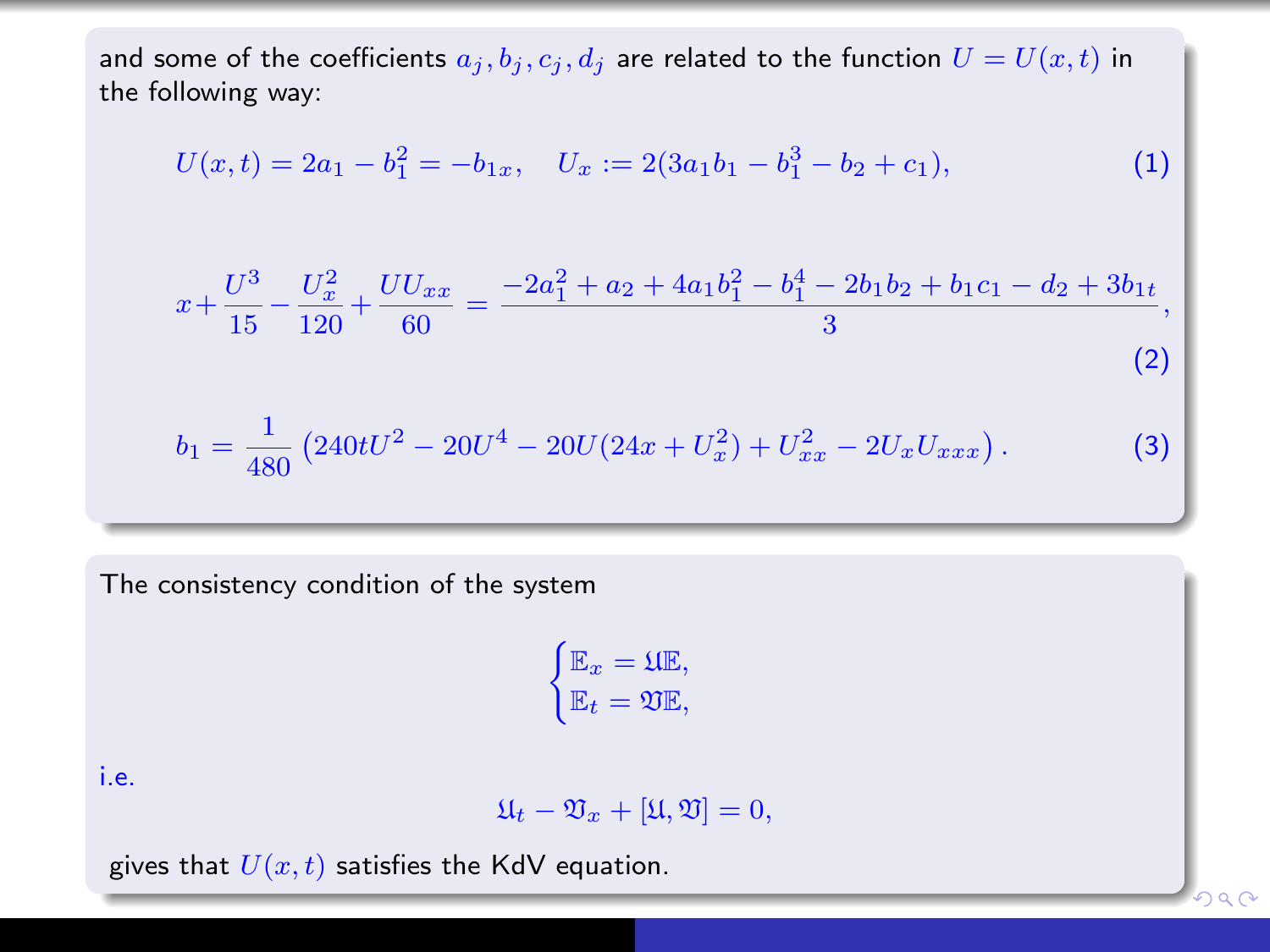and some of the coefficients $a_j, b_j, c_j, d_j$ are related to the function $U = U(x,t)$ in the following way:

$$U(x,t) = 2a_1 - b_1^2 = -b_{1x}, \quad U_x := 2(3a_1 b_1 - b_1^3 - b_2 + c_1), \tag{1}$$

$$x + \frac{U^3}{15} - \frac{U_x^2}{120} + \frac{UU_{xx}}{60} = \frac{-2a_1^2 + a_2 + 4a_1 b_1^2 - b_1^4 - 2b_1 b_2 + b_1 c_1 - d_2 + 3b_{1t}}{3}, \tag{2}$$

$$b_1 = \frac{1}{480}\left(240tU^2 - 20U^4 - 20U(24x + U_x^2) + U_{xx}^2 - 2U_x U_{xxx}\right). \tag{3}$$

The consistency condition of the system

$$\begin{cases} \mathbb{E}_x = \mathfrak{U}\mathbb{E}, \\ \mathbb{E}_t = \mathfrak{V}\mathbb{E}, \end{cases}$$

i.e.

$$\mathfrak{U}_t - \mathfrak{V}_x + [\mathfrak{U}, \mathfrak{V}] = 0,$$

gives that $U(x,t)$ satisfies the KdV equation.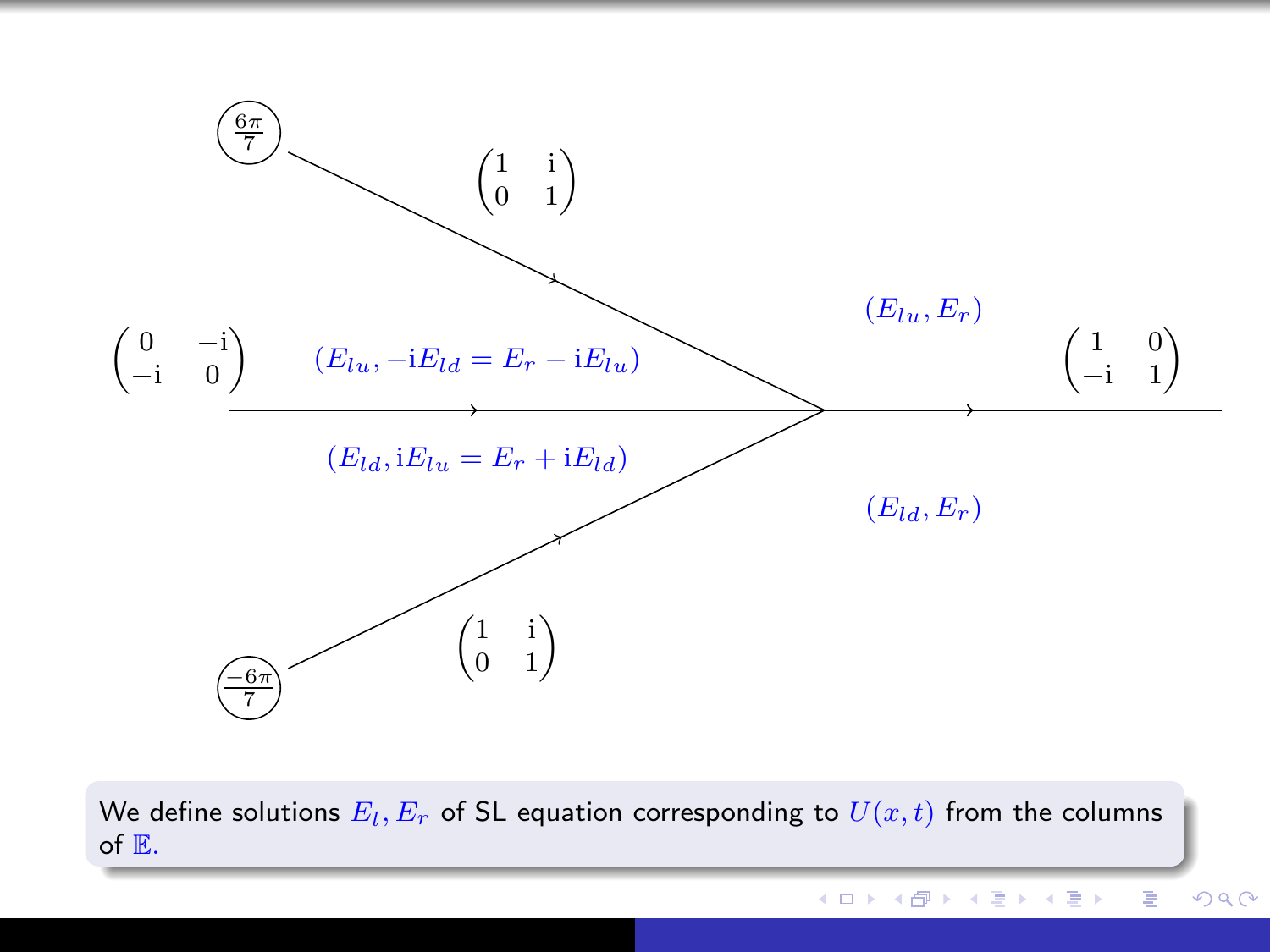$\frac{6\pi}{7}$

$\begin{pmatrix} 1 & \mathrm{i} \\ 0 & 1 \end{pmatrix}$

$(E_{lu}, E_r)$

$\begin{pmatrix} 0 & -\mathrm{i} \\ -\mathrm{i} & 0 \end{pmatrix}$ $\quad (E_{lu}, -\mathrm{i}E_{ld} = E_r - \mathrm{i}E_{lu})$ $\quad \begin{pmatrix} 1 & 0 \\ -\mathrm{i} & 1 \end{pmatrix}$

$(E_{ld}, \mathrm{i}E_{lu} = E_r + \mathrm{i}E_{ld})$

$(E_{ld}, E_r)$

$\begin{pmatrix} 1 & \mathrm{i} \\ 0 & 1 \end{pmatrix}$

$\frac{-6\pi}{7}$

We define solutions $E_l, E_r$ of SL equation corresponding to $U(x,t)$ from the columns of $\mathbb{E}$.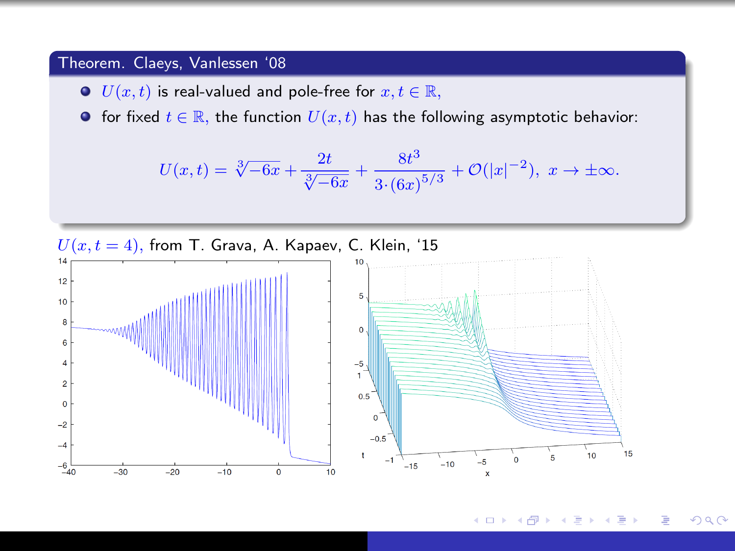**Theorem. Claeys, Vanlessen '08**

- $U(x,t)$ is real-valued and pole-free for $x, t \in \mathbb{R}$,
- for fixed $t \in \mathbb{R}$, the function $U(x,t)$ has the following asymptotic behavior:

$$U(x,t) = \sqrt[3]{-6x} + \frac{2t}{\sqrt[3]{-6x}} + \frac{8t^3}{3\cdot(6x)^{5/3}} + \mathcal{O}(|x|^{-2}), \; x \to \pm\infty.$$

$U(x, t = 4)$, from T. Grava, A. Kapaev, C. Klein, '15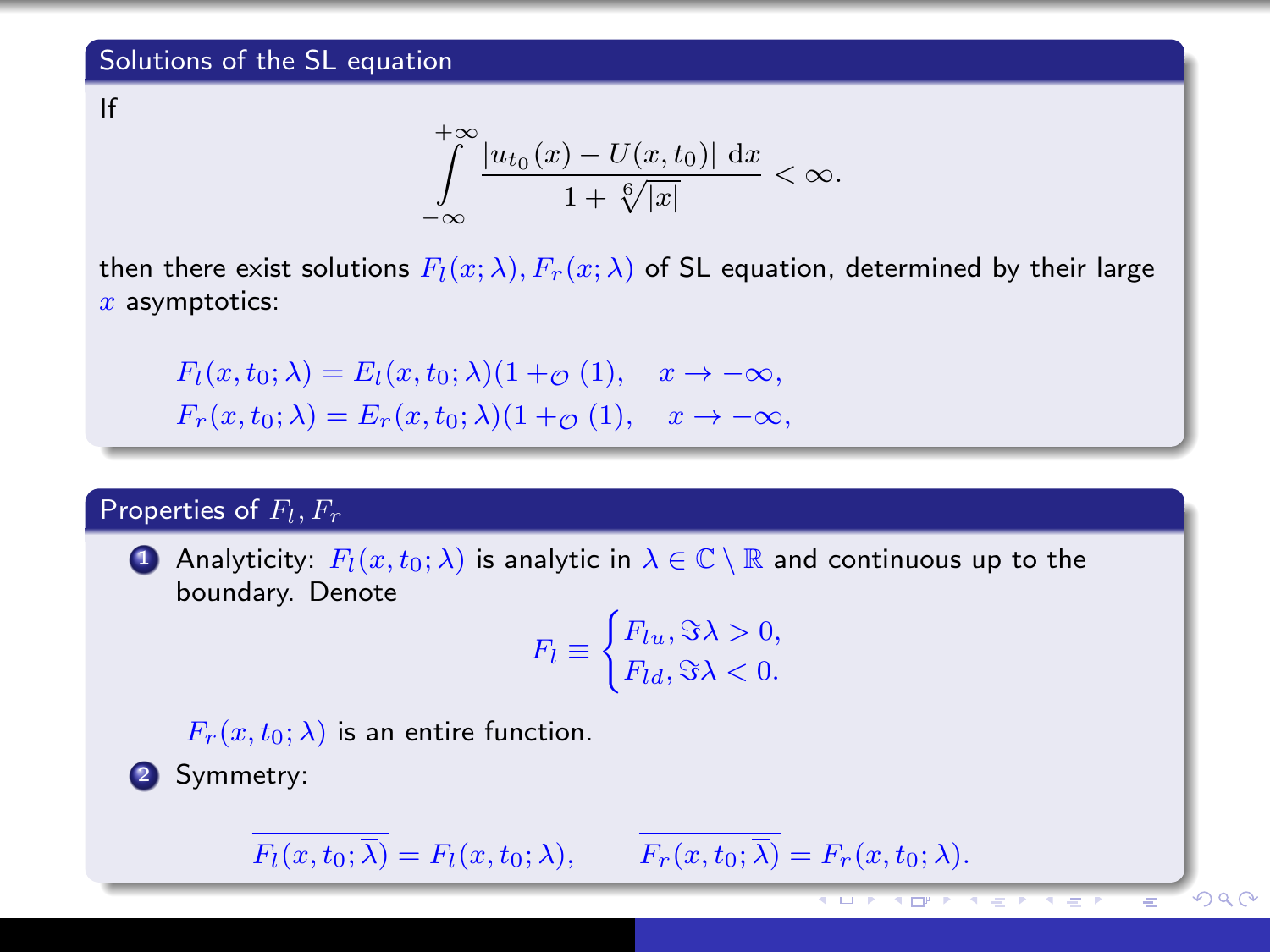## Solutions of the SL equation

If

$$\int_{-\infty}^{+\infty} \frac{|u_{t_0}(x) - U(x,t_0)| \, \mathrm{d}x}{1 + \sqrt[6]{|x|}} < \infty.$$

then there exist solutions $F_l(x;\lambda), F_r(x;\lambda)$ of SL equation, determined by their large $x$ asymptotics:

$$F_l(x,t_0;\lambda) = E_l(x,t_0;\lambda)(1 + _{\mathcal{O}}(1)), \quad x \to -\infty,$$
$$F_r(x,t_0;\lambda) = E_r(x,t_0;\lambda)(1 + _{\mathcal{O}}(1)), \quad x \to -\infty,$$

## Properties of $F_l, F_r$

1. Analyticity: $F_l(x,t_0;\lambda)$ is analytic in $\lambda \in \mathbb{C} \setminus \mathbb{R}$ and continuous up to the boundary. Denote

$$F_l \equiv \begin{cases} F_{lu}, \Im\lambda > 0, \\ F_{ld}, \Im\lambda < 0. \end{cases}$$

   $F_r(x,t_0;\lambda)$ is an entire function.

2. Symmetry:

$$\overline{F_l(x,t_0;\overline{\lambda})} = F_l(x,t_0;\lambda), \qquad \overline{F_r(x,t_0;\overline{\lambda})} = F_r(x,t_0;\lambda).$$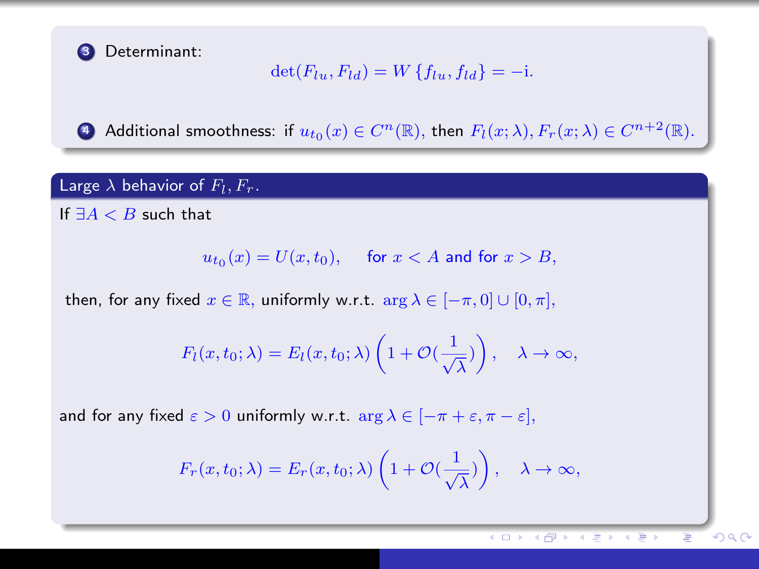3. Determinant:

$$\det(F_{lu}, F_{ld}) = W\{f_{lu}, f_{ld}\} = -\mathrm{i}.$$

4. Additional smoothness: if $u_{t_0}(x) \in C^n(\mathbb{R})$, then $F_l(x;\lambda), F_r(x;\lambda) \in C^{n+2}(\mathbb{R})$.

### Large $\lambda$ behavior of $F_l, F_r$.

If $\exists A < B$ such that

$$u_{t_0}(x) = U(x, t_0), \quad \text{for } x < A \text{ and for } x > B,$$

then, for any fixed $x \in \mathbb{R}$, uniformly w.r.t. $\arg\lambda \in [-\pi, 0] \cup [0, \pi]$,

$$F_l(x, t_0; \lambda) = E_l(x, t_0; \lambda)\left(1 + \mathcal{O}(\frac{1}{\sqrt{\lambda}})\right), \quad \lambda \to \infty,$$

and for any fixed $\varepsilon > 0$ uniformly w.r.t. $\arg\lambda \in [-\pi + \varepsilon, \pi - \varepsilon]$,

$$F_r(x, t_0; \lambda) = E_r(x, t_0; \lambda)\left(1 + \mathcal{O}(\frac{1}{\sqrt{\lambda}})\right), \quad \lambda \to \infty,$$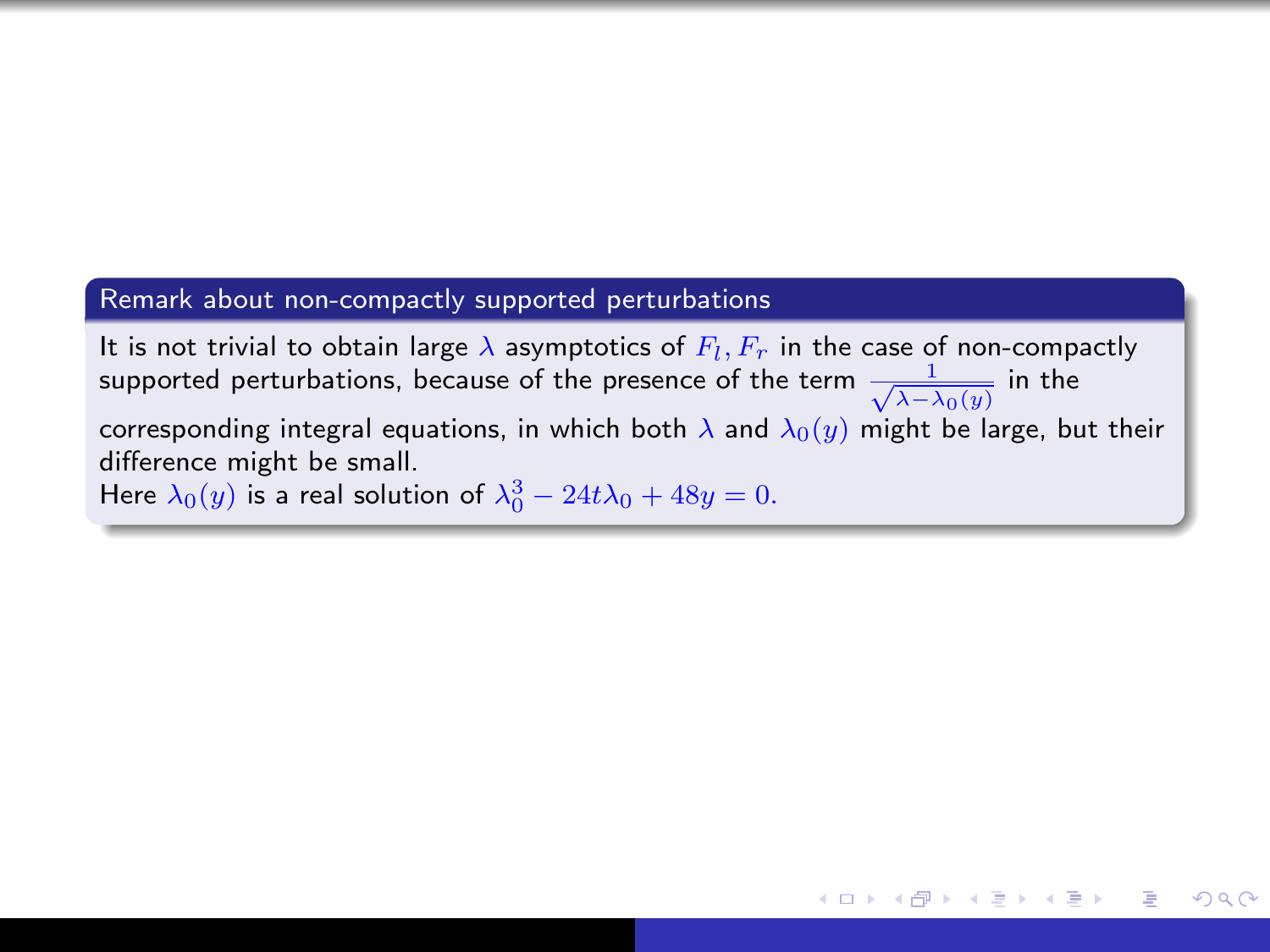### Remark about non-compactly supported perturbations

It is not trivial to obtain large $\lambda$ asymptotics of $F_l, F_r$ in the case of non-compactly supported perturbations, because of the presence of the term $\frac{1}{\sqrt{\lambda-\lambda_0(y)}}$ in the corresponding integral equations, in which both $\lambda$ and $\lambda_0(y)$ might be large, but their difference might be small.

Here $\lambda_0(y)$ is a real solution of $\lambda_0^3 - 24t\lambda_0 + 48y = 0.$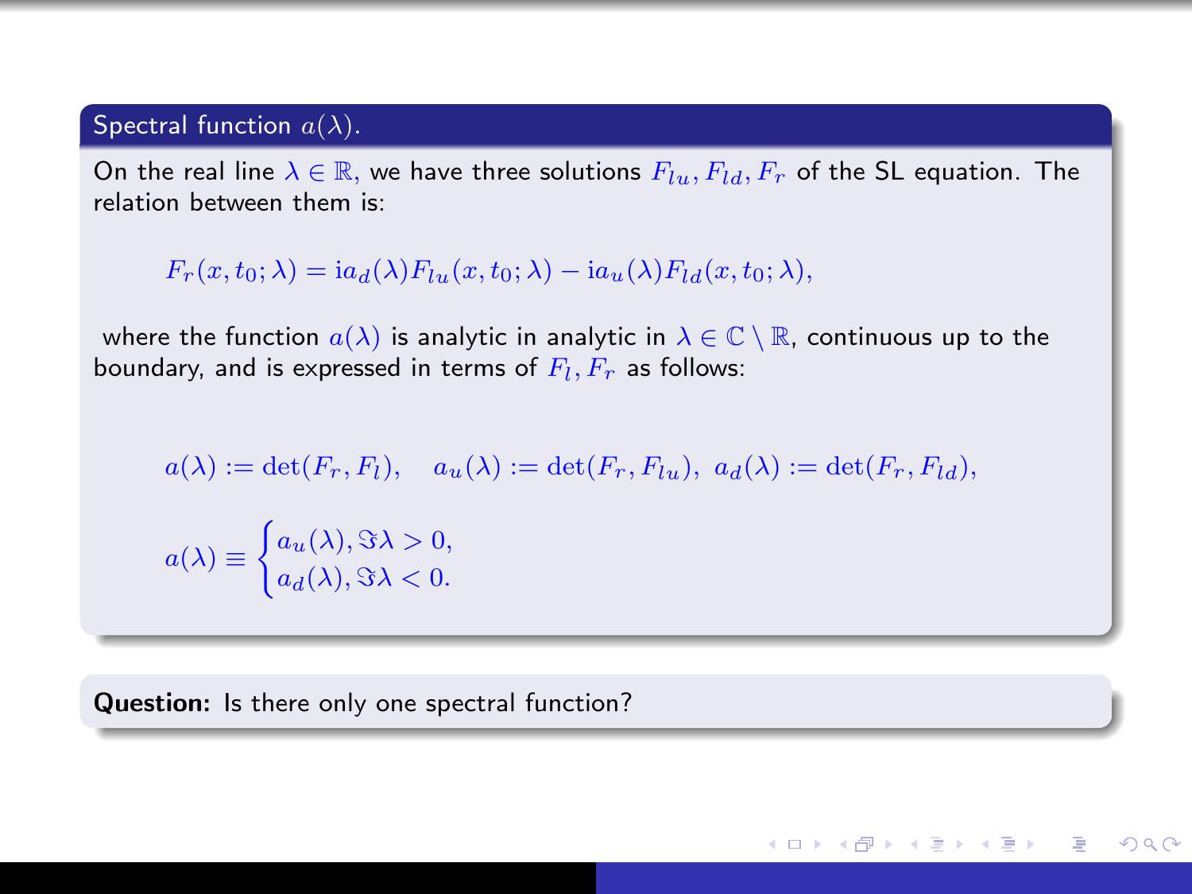### Spectral function $a(\lambda)$.

On the real line $\lambda \in \mathbb{R}$, we have three solutions $F_{lu}, F_{ld}, F_r$ of the SL equation. The relation between them is:

$$F_r(x, t_0; \lambda) = \mathrm{i} a_d(\lambda) F_{lu}(x, t_0; \lambda) - \mathrm{i} a_u(\lambda) F_{ld}(x, t_0; \lambda),$$

where the function $a(\lambda)$ is analytic in analytic in $\lambda \in \mathbb{C} \setminus \mathbb{R}$, continuous up to the boundary, and is expressed in terms of $F_l, F_r$ as follows:

$$a(\lambda) := \det(F_r, F_l), \quad a_u(\lambda) := \det(F_r, F_{lu}), \; a_d(\lambda) := \det(F_r, F_{ld}),$$

$$a(\lambda) \equiv \begin{cases} a_u(\lambda), \Im\lambda > 0, \\ a_d(\lambda), \Im\lambda < 0. \end{cases}$$

**Question:** Is there only one spectral function?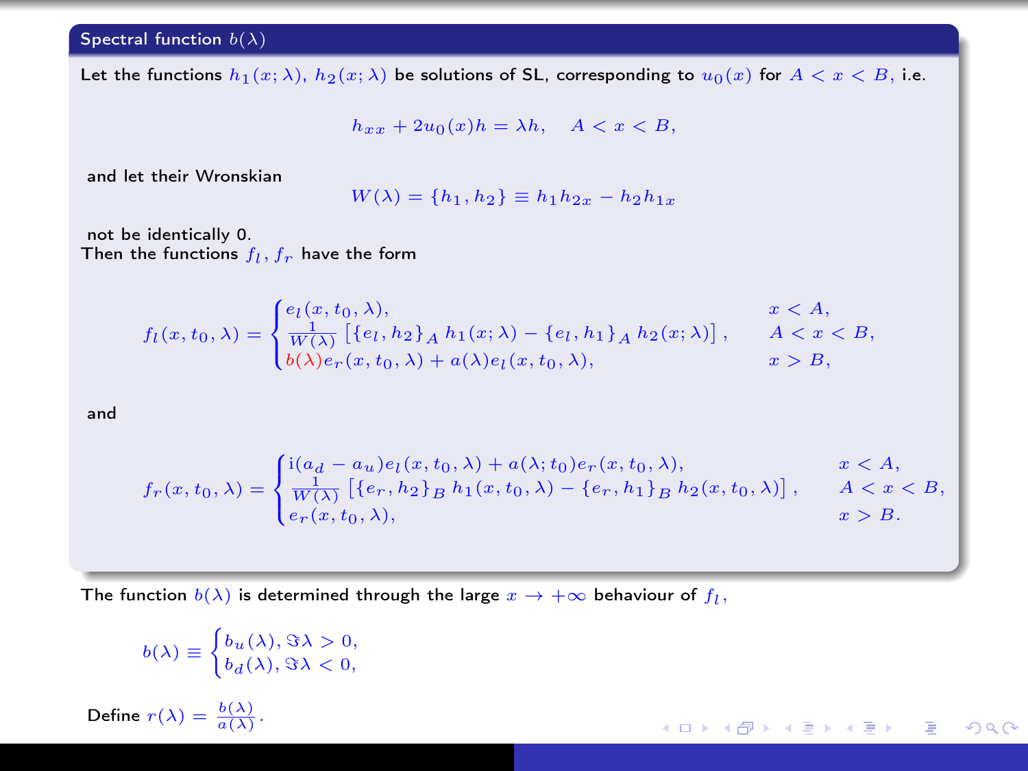## Spectral function $b(\lambda)$

Let the functions $h_1(x;\lambda)$, $h_2(x;\lambda)$ be solutions of SL, corresponding to $u_0(x)$ for $A < x < B$, i.e.

$$h_{xx} + 2u_0(x)h = \lambda h, \quad A < x < B,$$

and let their Wronskian

$$W(\lambda) = \{h_1, h_2\} \equiv h_1 h_{2x} - h_2 h_{1x}$$

not be identically 0.
Then the functions $f_l$, $f_r$ have the form

$$f_l(x,t_0,\lambda) = \begin{cases} e_l(x,t_0,\lambda), & x < A, \\ \frac{1}{W(\lambda)}\left[\{e_l, h_2\}_A \, h_1(x;\lambda) - \{e_l, h_1\}_A \, h_2(x;\lambda)\right], & A < x < B, \\ b(\lambda) e_r(x,t_0,\lambda) + a(\lambda) e_l(x,t_0,\lambda), & x > B, \end{cases}$$

and

$$f_r(x,t_0,\lambda) = \begin{cases} \mathrm{i}(a_d - a_u) e_l(x,t_0,\lambda) + a(\lambda;t_0) e_r(x,t_0,\lambda), & x < A, \\ \frac{1}{W(\lambda)}\left[\{e_r, h_2\}_B \, h_1(x,t_0,\lambda) - \{e_r, h_1\}_B \, h_2(x,t_0,\lambda)\right], & A < x < B, \\ e_r(x,t_0,\lambda), & x > B. \end{cases}$$

The function $b(\lambda)$ is determined through the large $x \to +\infty$ behaviour of $f_l$,

$$b(\lambda) \equiv \begin{cases} b_u(\lambda), \Im\lambda > 0, \\ b_d(\lambda), \Im\lambda < 0, \end{cases}$$

Define $r(\lambda) = \frac{b(\lambda)}{a(\lambda)}$.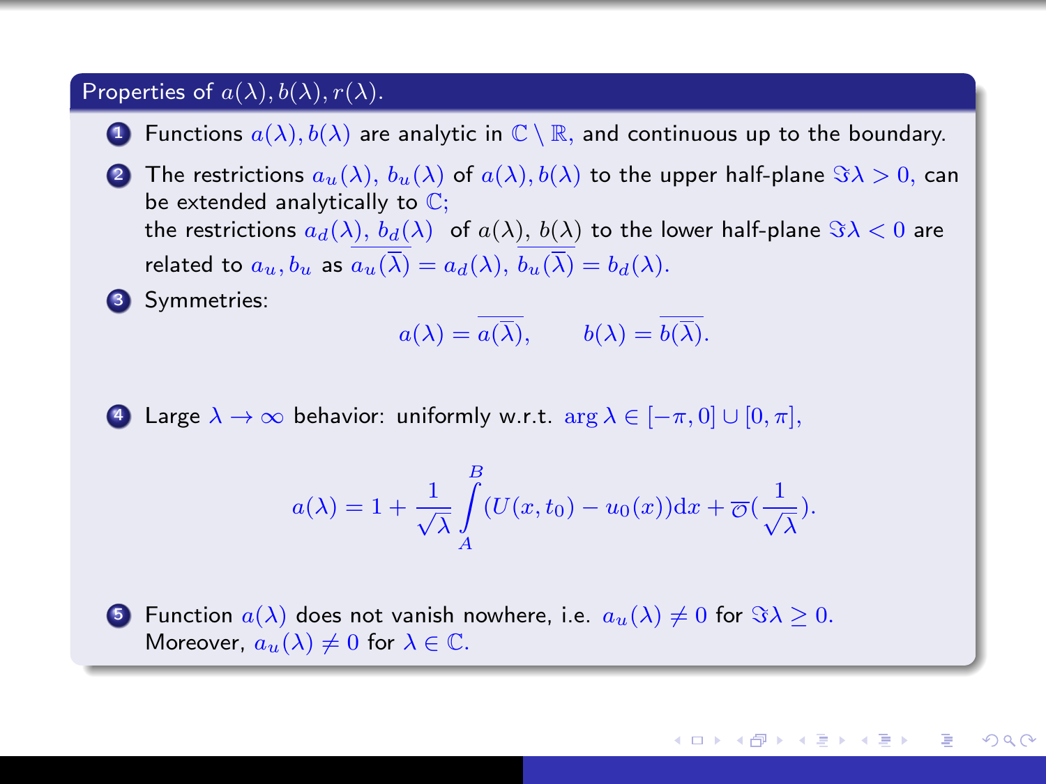## Properties of $a(\lambda), b(\lambda), r(\lambda)$.

1. Functions $a(\lambda), b(\lambda)$ are analytic in $\mathbb{C} \setminus \mathbb{R}$, and continuous up to the boundary.
2. The restrictions $a_u(\lambda)$, $b_u(\lambda)$ of $a(\lambda), b(\lambda)$ to the upper half-plane $\Im\lambda > 0$, can be extended analytically to $\mathbb{C}$;
   the restrictions $a_d(\lambda)$, $b_d(\lambda)$ of $a(\lambda)$, $b(\lambda)$ to the lower half-plane $\Im\lambda < 0$ are related to $a_u, b_u$ as $\overline{a_u(\overline{\lambda})} = a_d(\lambda)$, $\overline{b_u(\overline{\lambda})} = b_d(\lambda)$.
3. Symmetries:
   $$a(\lambda) = \overline{a(\overline{\lambda})}, \qquad b(\lambda) = \overline{b(\overline{\lambda})}.$$
4. Large $\lambda \to \infty$ behavior: uniformly w.r.t. $\arg\lambda \in [-\pi, 0] \cup [0, \pi]$,
   $$a(\lambda) = 1 + \frac{1}{\sqrt{\lambda}} \int_A^B (U(x, t_0) - u_0(x))\mathrm{d}x + \overline{\mathcal{O}}(\frac{1}{\sqrt{\lambda}}).$$
5. Function $a(\lambda)$ does not vanish nowhere, i.e. $a_u(\lambda) \neq 0$ for $\Im\lambda \geq 0$.
   Moreover, $a_u(\lambda) \neq 0$ for $\lambda \in \mathbb{C}$.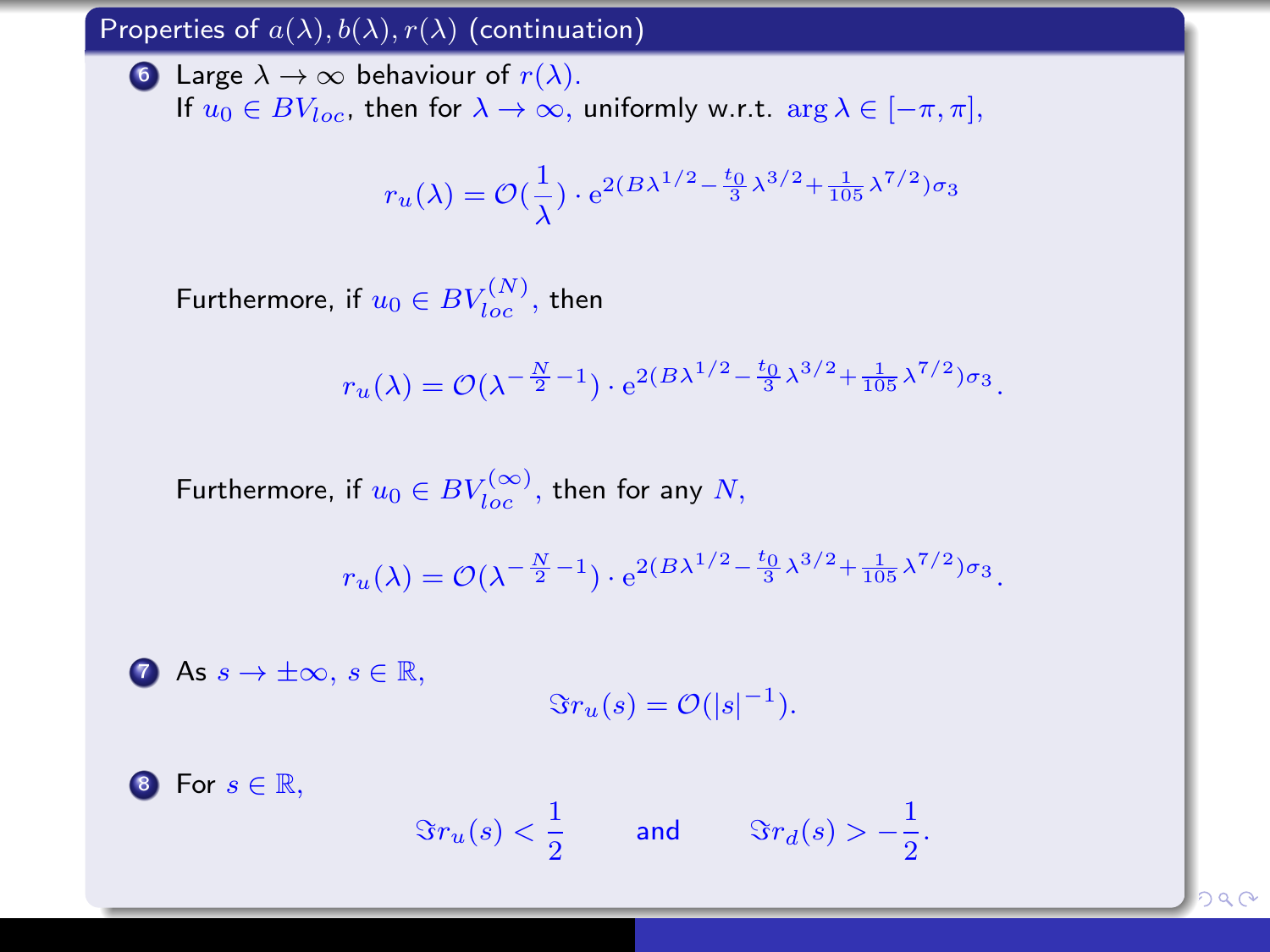## Properties of $a(\lambda), b(\lambda), r(\lambda)$ (continuation)

6. Large $\lambda \to \infty$ behaviour of $r(\lambda)$.
   If $u_0 \in BV_{loc}$, then for $\lambda \to \infty$, uniformly w.r.t. $\arg \lambda \in [-\pi, \pi]$,

$$r_u(\lambda) = \mathcal{O}(\frac{1}{\lambda}) \cdot \mathrm{e}^{2(B\lambda^{1/2} - \frac{t_0}{3}\lambda^{3/2} + \frac{1}{105}\lambda^{7/2})\sigma_3}$$

   Furthermore, if $u_0 \in BV_{loc}^{(N)}$, then

$$r_u(\lambda) = \mathcal{O}(\lambda^{-\frac{N}{2}-1}) \cdot \mathrm{e}^{2(B\lambda^{1/2} - \frac{t_0}{3}\lambda^{3/2} + \frac{1}{105}\lambda^{7/2})\sigma_3}.$$

   Furthermore, if $u_0 \in BV_{loc}^{(\infty)}$, then for any $N$,

$$r_u(\lambda) = \mathcal{O}(\lambda^{-\frac{N}{2}-1}) \cdot \mathrm{e}^{2(B\lambda^{1/2} - \frac{t_0}{3}\lambda^{3/2} + \frac{1}{105}\lambda^{7/2})\sigma_3}.$$

7. As $s \to \pm\infty$, $s \in \mathbb{R}$,

$$\Im r_u(s) = \mathcal{O}(|s|^{-1}).$$

8. For $s \in \mathbb{R}$,

$$\Im r_u(s) < \frac{1}{2} \qquad \text{and} \qquad \Im r_d(s) > -\frac{1}{2}.$$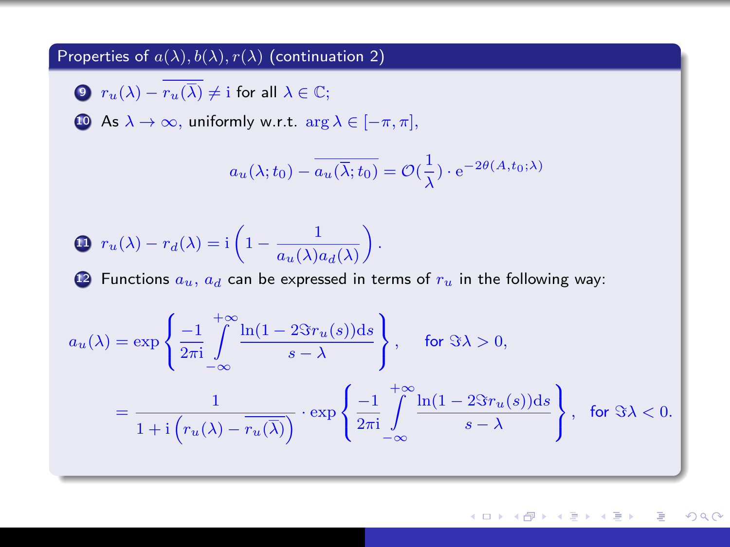## Properties of $a(\lambda), b(\lambda), r(\lambda)$ (continuation 2)

9. $r_u(\lambda) - \overline{r_u(\overline{\lambda})} \neq \mathrm{i}$ for all $\lambda \in \mathbb{C}$;
10. As $\lambda \to \infty$, uniformly w.r.t. $\arg\lambda \in [-\pi, \pi]$,

$$a_u(\lambda; t_0) - \overline{a_u(\overline{\lambda}; t_0)} = \mathcal{O}(\frac{1}{\lambda}) \cdot \mathrm{e}^{-2\theta(A, t_0; \lambda)}$$

11. $r_u(\lambda) - r_d(\lambda) = \mathrm{i}\left(1 - \dfrac{1}{a_u(\lambda) a_d(\lambda)}\right).$
12. Functions $a_u$, $a_d$ can be expressed in terms of $r_u$ in the following way:

$$a_u(\lambda) = \exp\left\{ \frac{-1}{2\pi \mathrm{i}} \int\limits_{-\infty}^{+\infty} \frac{\ln(1 - 2\Im r_u(s)) \mathrm{d}s}{s - \lambda} \right\}, \quad \text{for } \Im\lambda > 0,$$

$$= \frac{1}{1 + \mathrm{i}\left(r_u(\lambda) - \overline{r_u(\overline{\lambda})}\right)} \cdot \exp\left\{ \frac{-1}{2\pi \mathrm{i}} \int\limits_{-\infty}^{+\infty} \frac{\ln(1 - 2\Im r_u(s)) \mathrm{d}s}{s - \lambda} \right\}, \quad \text{for } \Im\lambda < 0.$$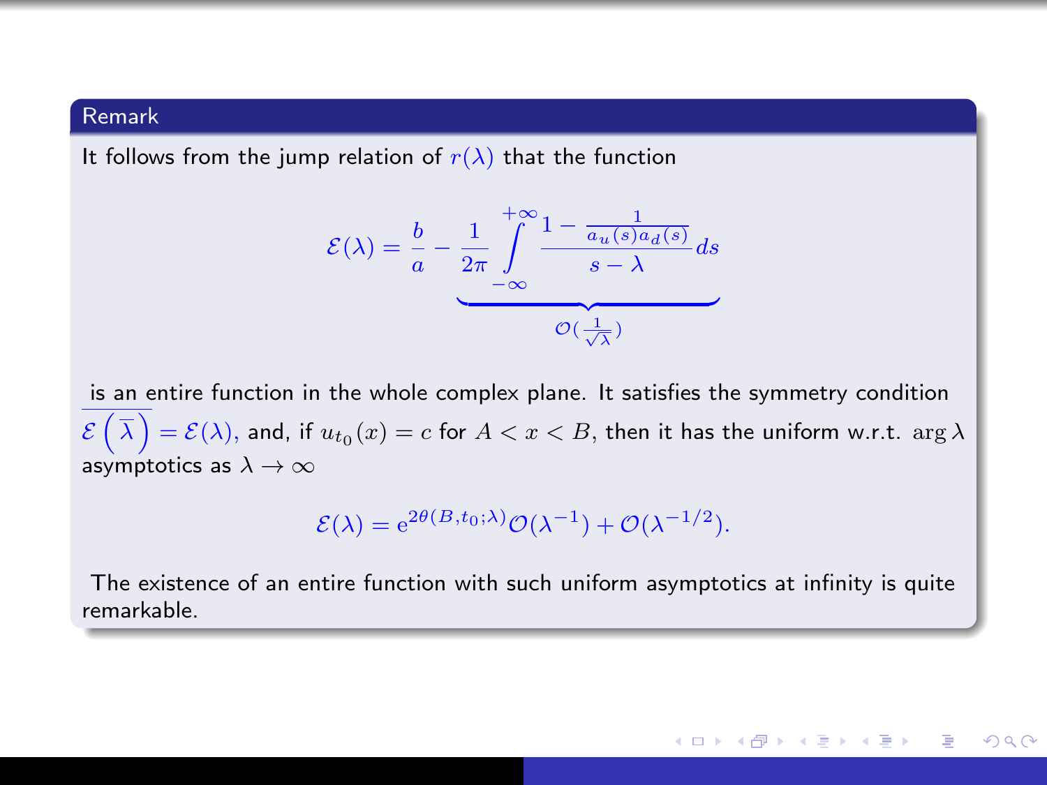**Remark**

It follows from the jump relation of $r(\lambda)$ that the function

$$\mathcal{E}(\lambda) = \frac{b}{a} - \underbrace{\frac{1}{2\pi}\int_{-\infty}^{+\infty} \frac{1 - \frac{1}{a_u(s)a_d(s)}}{s-\lambda} ds}_{\mathcal{O}(\frac{1}{\sqrt{\lambda}})}$$

is an entire function in the whole complex plane. It satisfies the symmetry condition $\overline{\mathcal{E}\left(\overline{\lambda}\right)} = \mathcal{E}(\lambda)$, and, if $u_{t_0}(x) = c$ for $A < x < B$, then it has the uniform w.r.t. $\arg\lambda$ asymptotics as $\lambda \to \infty$

$$\mathcal{E}(\lambda) = \mathrm{e}^{2\theta(B,t_0;\lambda)}\mathcal{O}(\lambda^{-1}) + \mathcal{O}(\lambda^{-1/2}).$$

The existence of an entire function with such uniform asymptotics at infinity is quite remarkable.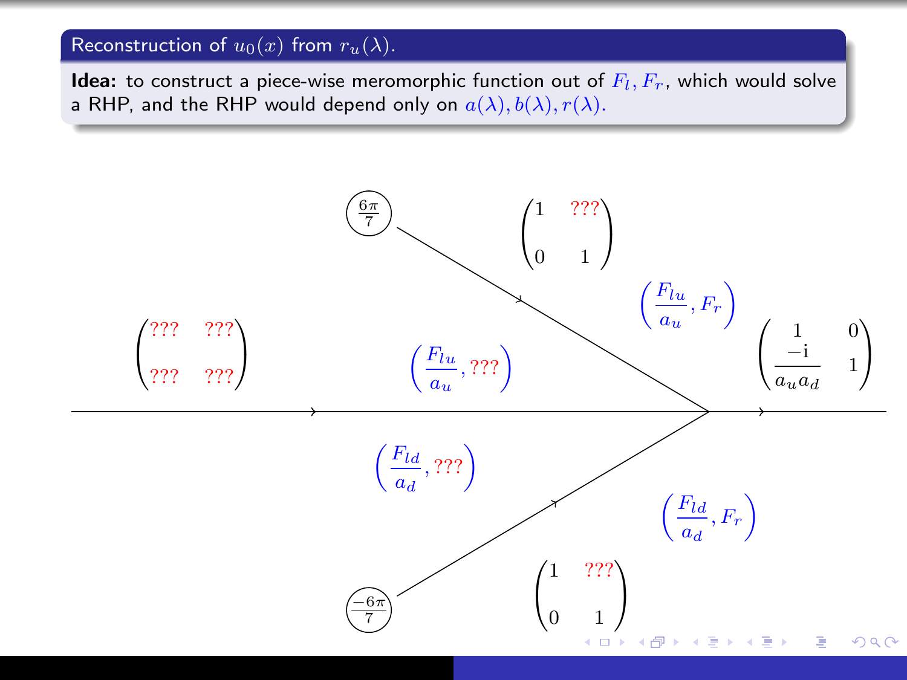## Reconstruction of $u_0(x)$ from $r_u(\lambda)$.

**Idea:** to construct a piece-wise meromorphic function out of $F_l, F_r$, which would solve a RHP, and the RHP would depend only on $a(\lambda), b(\lambda), r(\lambda)$.

$\frac{6\pi}{7}$

$\begin{pmatrix} 1 & ??? \\ 0 & 1 \end{pmatrix}$

$\left(\frac{F_{lu}}{a_u}, F_r\right)$

$\begin{pmatrix} ??? & ??? \\ ??? & ??? \end{pmatrix}$

$\left(\frac{F_{lu}}{a_u}, ???\right)$

$\begin{pmatrix} 1 & 0 \\ \frac{-\mathrm{i}}{a_u a_d} & 1 \end{pmatrix}$

$\left(\frac{F_{ld}}{a_d}, ???\right)$

$\left(\frac{F_{ld}}{a_d}, F_r\right)$

$\begin{pmatrix} 1 & ??? \\ 0 & 1 \end{pmatrix}$

$\frac{-6\pi}{7}$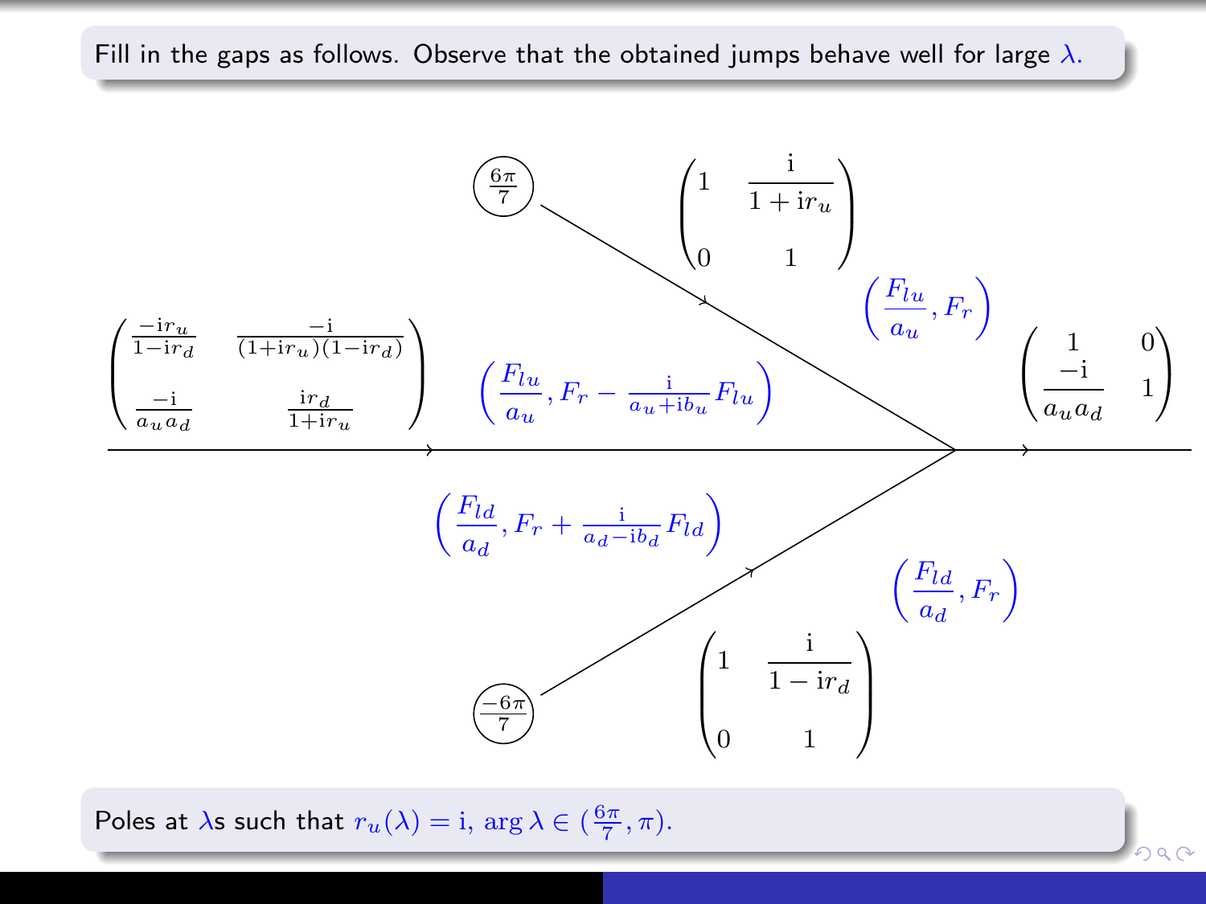Fill in the gaps as follows. Observe that the obtained jumps behave well for large $\lambda$.

$\frac{6\pi}{7}$

$\begin{pmatrix} 1 & \dfrac{\mathrm{i}}{1+\mathrm{i}r_u} \\ 0 & 1 \end{pmatrix}$

$\left(\dfrac{F_{lu}}{a_u}, F_r\right)$

$\begin{pmatrix} \frac{-\mathrm{i}r_u}{1-\mathrm{i}r_d} & \frac{-\mathrm{i}}{(1+\mathrm{i}r_u)(1-\mathrm{i}r_d)} \\ \frac{-\mathrm{i}}{a_u a_d} & \frac{\mathrm{i}r_d}{1+\mathrm{i}r_u} \end{pmatrix}$

$\left(\dfrac{F_{lu}}{a_u}, F_r - \frac{\mathrm{i}}{a_u+\mathrm{i}b_u}F_{lu}\right)$

$\begin{pmatrix} 1 & 0 \\ \dfrac{-\mathrm{i}}{a_u a_d} & 1 \end{pmatrix}$

$\left(\dfrac{F_{ld}}{a_d}, F_r + \frac{\mathrm{i}}{a_d-\mathrm{i}b_d}F_{ld}\right)$

$\left(\dfrac{F_{ld}}{a_d}, F_r\right)$

$\frac{-6\pi}{7}$

$\begin{pmatrix} 1 & \dfrac{\mathrm{i}}{1-\mathrm{i}r_d} \\ 0 & 1 \end{pmatrix}$

Poles at $\lambda$s such that $r_u(\lambda) = \mathrm{i}$, $\arg\lambda \in (\frac{6\pi}{7}, \pi)$.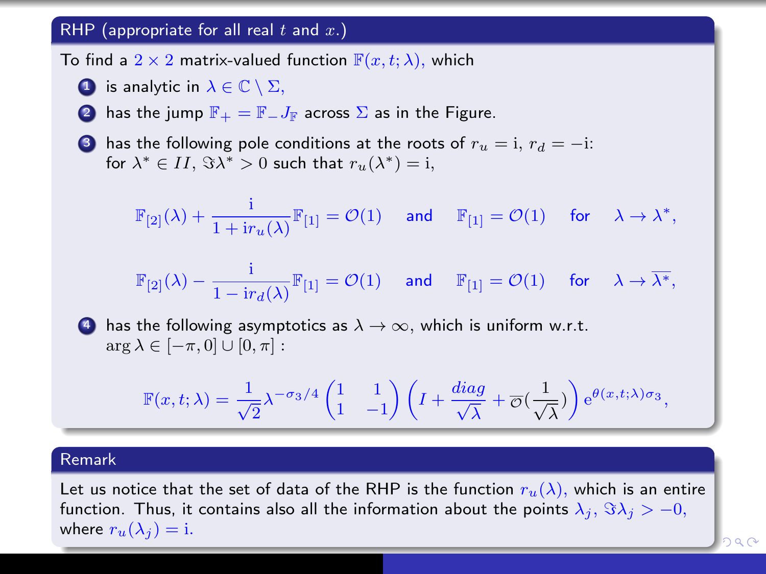## RHP (appropriate for all real $t$ and $x$.)

To find a $2 \times 2$ matrix-valued function $\mathbb{F}(x,t;\lambda)$, which

1. is analytic in $\lambda \in \mathbb{C} \setminus \Sigma$,
2. has the jump $\mathbb{F}_+ = \mathbb{F}_- J_{\mathbb{F}}$ across $\Sigma$ as in the Figure.
3. has the following pole conditions at the roots of $r_u = \mathrm{i}$, $r_d = -\mathrm{i}$: for $\lambda^* \in II$, $\Im\lambda^* > 0$ such that $r_u(\lambda^*) = \mathrm{i}$,

$$\mathbb{F}_{[2]}(\lambda) + \frac{\mathrm{i}}{1 + \mathrm{i}r_u(\lambda)}\mathbb{F}_{[1]} = \mathcal{O}(1) \quad \text{and} \quad \mathbb{F}_{[1]} = \mathcal{O}(1) \quad \text{for} \quad \lambda \to \lambda^*,$$

$$\mathbb{F}_{[2]}(\lambda) - \frac{\mathrm{i}}{1 - \mathrm{i}r_d(\lambda)}\mathbb{F}_{[1]} = \mathcal{O}(1) \quad \text{and} \quad \mathbb{F}_{[1]} = \mathcal{O}(1) \quad \text{for} \quad \lambda \to \overline{\lambda^*},$$

4. has the following asymptotics as $\lambda \to \infty$, which is uniform w.r.t. $\arg\lambda \in [-\pi, 0] \cup [0, \pi]$ :

$$\mathbb{F}(x,t;\lambda) = \frac{1}{\sqrt{2}}\lambda^{-\sigma_3/4}\begin{pmatrix}1 & 1\\ 1 & -1\end{pmatrix}\left(I + \frac{diag}{\sqrt{\lambda}} + \overline{\mathcal{O}}(\frac{1}{\sqrt{\lambda}})\right)\mathrm{e}^{\theta(x,t;\lambda)\sigma_3},$$

## Remark

Let us notice that the set of data of the RHP is the function $r_u(\lambda)$, which is an entire function. Thus, it contains also all the information about the points $\lambda_j$, $\Im\lambda_j > -0$, where $r_u(\lambda_j) = \mathrm{i}$.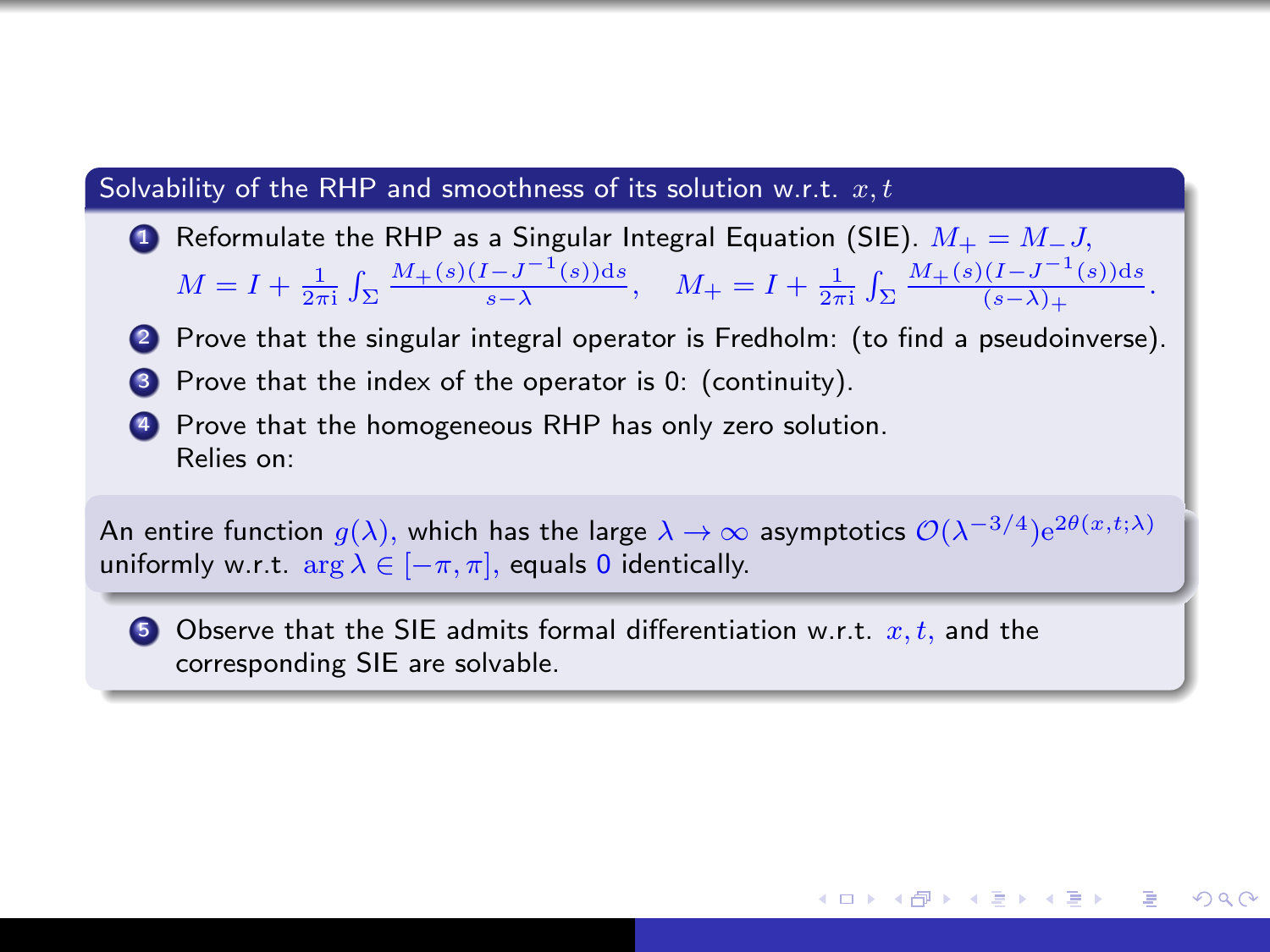## Solvability of the RHP and smoothness of its solution w.r.t. $x, t$

1. Reformulate the RHP as a Singular Integral Equation (SIE). $M_+ = M_- J$,
   $M = I + \frac{1}{2\pi \mathrm{i}} \int_\Sigma \frac{M_+(s)(I - J^{-1}(s)) \mathrm{d}s}{s - \lambda}, \quad M_+ = I + \frac{1}{2\pi \mathrm{i}} \int_\Sigma \frac{M_+(s)(I - J^{-1}(s)) \mathrm{d}s}{(s - \lambda)_+}.$
2. Prove that the singular integral operator is Fredholm: (to find a pseudoinverse).
3. Prove that the index of the operator is 0: (continuity).
4. Prove that the homogeneous RHP has only zero solution.
   Relies on:

An entire function $g(\lambda)$, which has the large $\lambda \to \infty$ asymptotics $\mathcal{O}(\lambda^{-3/4}) \mathrm{e}^{2\theta(x,t;\lambda)}$ uniformly w.r.t. $\arg \lambda \in [-\pi, \pi]$, equals $0$ identically.

5. Observe that the SIE admits formal differentiation w.r.t. $x, t$, and the corresponding SIE are solvable.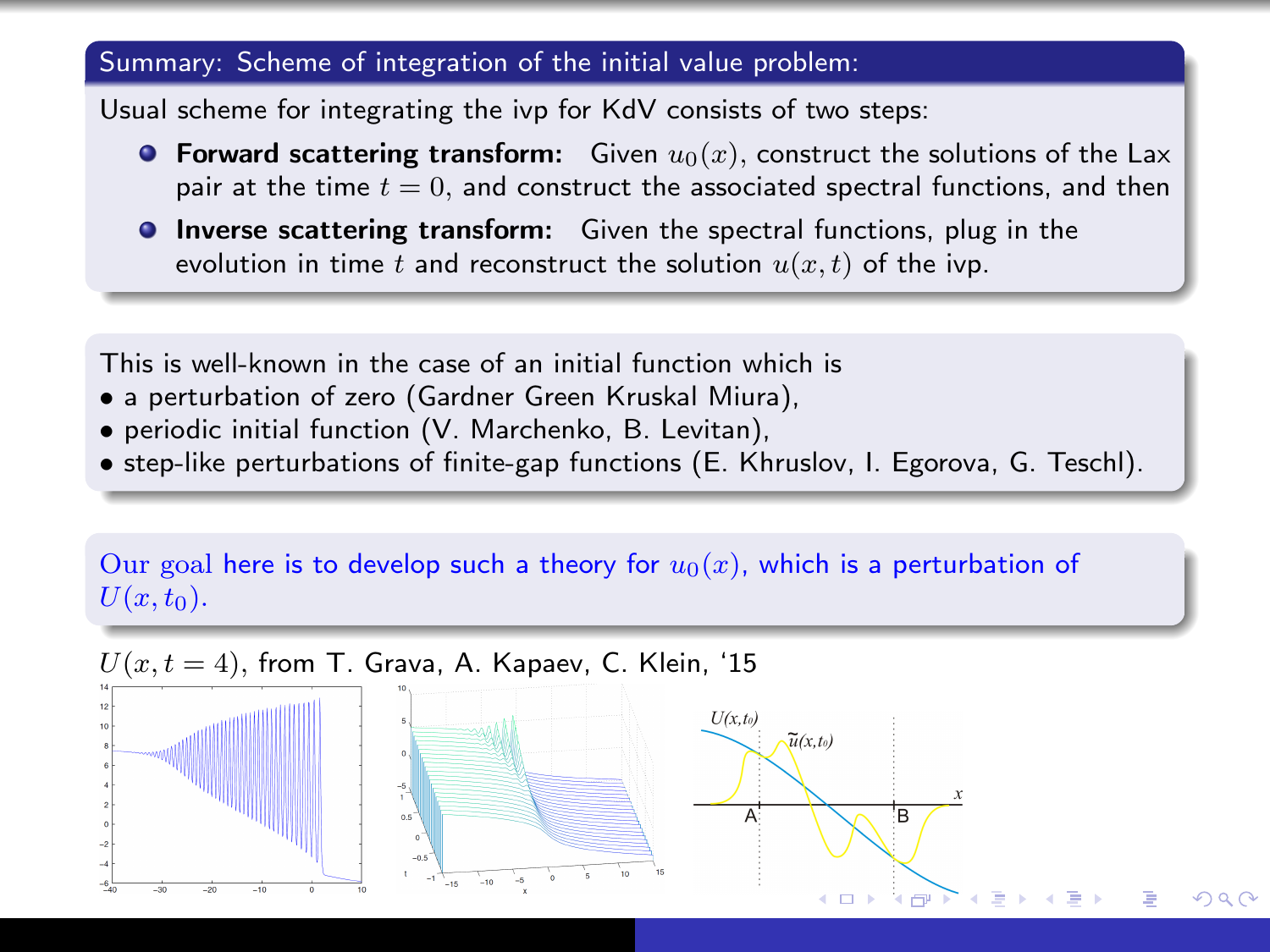### Summary: Scheme of integration of the initial value problem:

Usual scheme for integrating the ivp for KdV consists of two steps:

- **Forward scattering transform:** Given $u_0(x)$, construct the solutions of the Lax pair at the time $t = 0$, and construct the associated spectral functions, and then
- **Inverse scattering transform:** Given the spectral functions, plug in the evolution in time $t$ and reconstruct the solution $u(x,t)$ of the ivp.

This is well-known in the case of an initial function which is

- a perturbation of zero (Gardner Green Kruskal Miura),
- periodic initial function (V. Marchenko, B. Levitan),
- step-like perturbations of finite-gap functions (E. Khruslov, I. Egorova, G. Teschl).

Our goal here is to develop such a theory for $u_0(x)$, which is a perturbation of $U(x, t_0)$.

$U(x, t = 4)$, from T. Grava, A. Kapaev, C. Klein, '15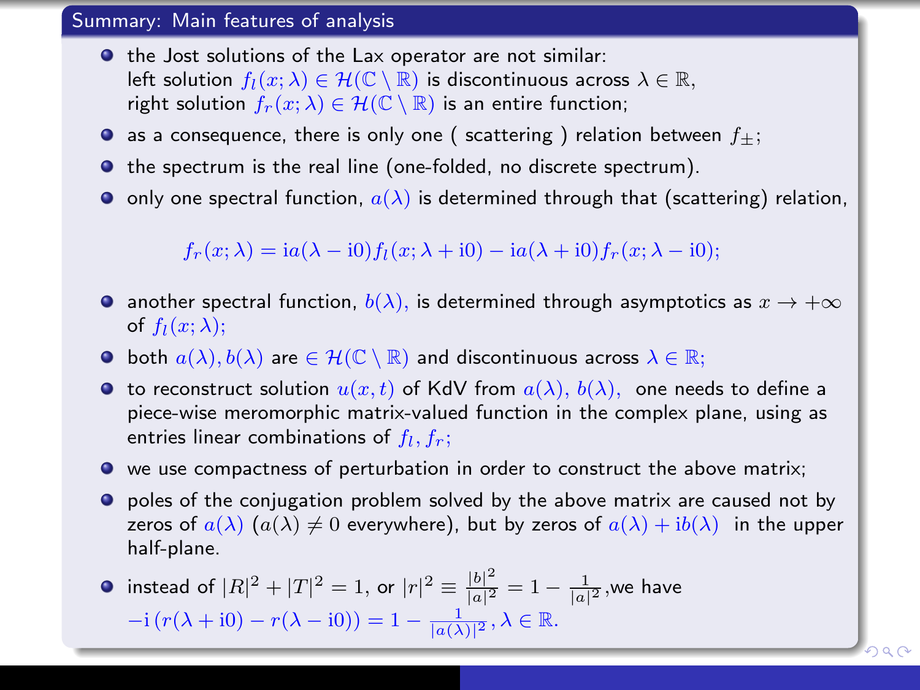## Summary: Main features of analysis

- the Jost solutions of the Lax operator are not similar: left solution $f_l(x;\lambda) \in \mathcal{H}(\mathbb{C}\setminus\mathbb{R})$ is discontinuous across $\lambda \in \mathbb{R}$, right solution $f_r(x;\lambda) \in \mathcal{H}(\mathbb{C}\setminus\mathbb{R})$ is an entire function;
- as a consequence, there is only one ( scattering ) relation between $f_\pm$;
- the spectrum is the real line (one-folded, no discrete spectrum).
- only one spectral function, $a(\lambda)$ is determined through that (scattering) relation,

$$f_r(x;\lambda) = \mathrm{i}a(\lambda - \mathrm{i}0) f_l(x;\lambda + \mathrm{i}0) - \mathrm{i}a(\lambda + \mathrm{i}0) f_r(x;\lambda - \mathrm{i}0);$$

- another spectral function, $b(\lambda)$, is determined through asymptotics as $x \to +\infty$ of $f_l(x;\lambda)$;
- both $a(\lambda), b(\lambda)$ are $\in \mathcal{H}(\mathbb{C}\setminus\mathbb{R})$ and discontinuous across $\lambda \in \mathbb{R}$;
- to reconstruct solution $u(x,t)$ of KdV from $a(\lambda)$, $b(\lambda)$, one needs to define a piece-wise meromorphic matrix-valued function in the complex plane, using as entries linear combinations of $f_l, f_r$;
- we use compactness of perturbation in order to construct the above matrix;
- poles of the conjugation problem solved by the above matrix are caused not by zeros of $a(\lambda)$ ($a(\lambda) \neq 0$ everywhere), but by zeros of $a(\lambda) + \mathrm{i}b(\lambda)$ in the upper half-plane.
- instead of $|R|^2 + |T|^2 = 1$, or $|r|^2 \equiv \frac{|b|^2}{|a|^2} = 1 - \frac{1}{|a|^2}$,we have $-\mathrm{i}\left(r(\lambda + \mathrm{i}0) - r(\lambda - \mathrm{i}0)\right) = 1 - \frac{1}{|a(\lambda)|^2}, \lambda \in \mathbb{R}$.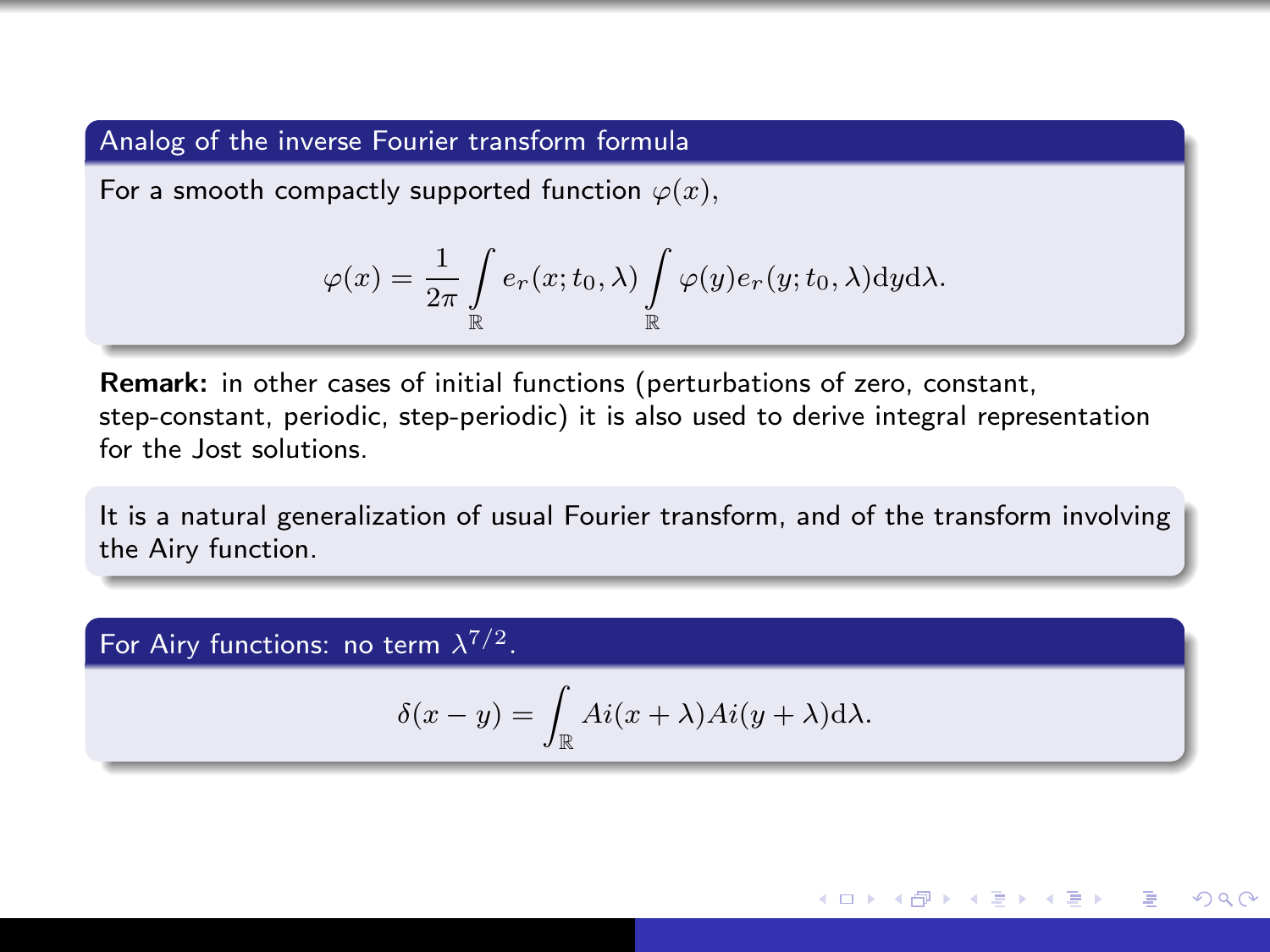### Analog of the inverse Fourier transform formula

For a smooth compactly supported function $\varphi(x)$,

$$\varphi(x) = \frac{1}{2\pi} \int\limits_{\mathbb{R}} e_r(x; t_0, \lambda) \int\limits_{\mathbb{R}} \varphi(y) e_r(y; t_0, \lambda) \mathrm{d}y \mathrm{d}\lambda.$$

**Remark:** in other cases of initial functions (perturbations of zero, constant, step-constant, periodic, step-periodic) it is also used to derive integral representation for the Jost solutions.

It is a natural generalization of usual Fourier transform, and of the transform involving the Airy function.

### For Airy functions: no term $\lambda^{7/2}$.

$$\delta(x - y) = \int_{\mathbb{R}} Ai(x + \lambda) Ai(y + \lambda) \mathrm{d}\lambda.$$